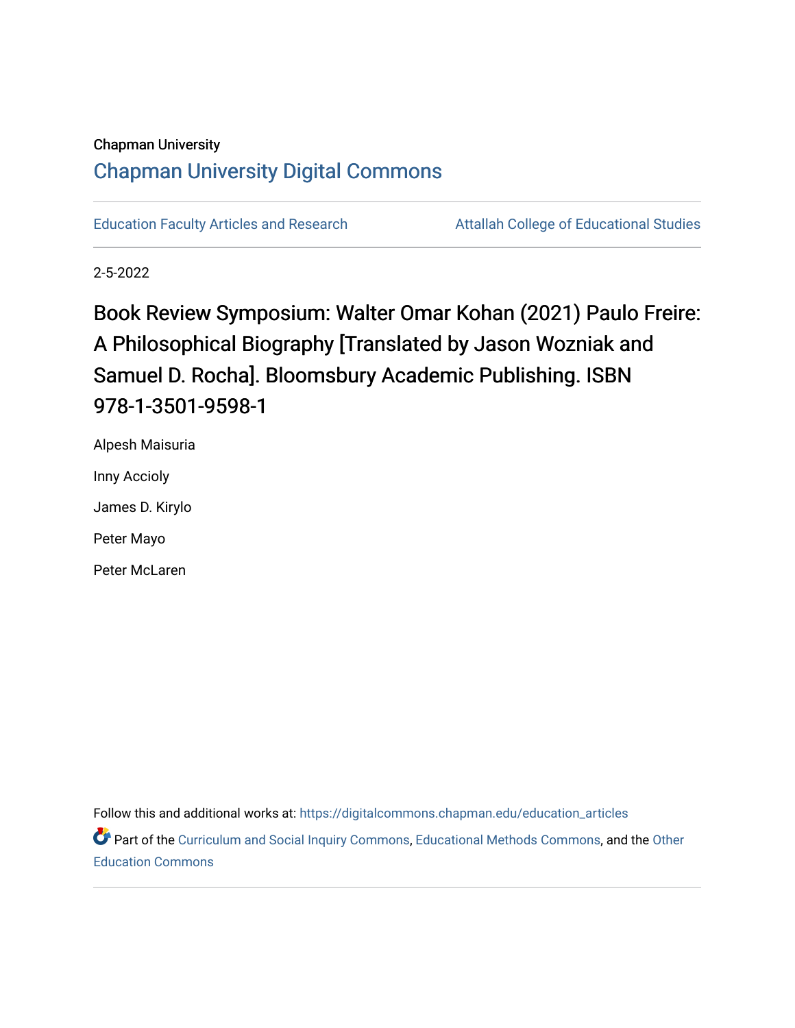Chapman University

## Chapman University Digital Commons

Education Faculty Articles and Research | Attallah College of Educational Studies

2-5-2022

# Book Review Symposium: Walter Omar Kohan (2021) Paulo Freire: A Philosophical Biography [Translated by Jason Wozniak and Samuel D. Rocha]. Bloomsbury Academic Publishing. ISBN 978-1-3501-9598-1

Alpesh Maisuria

Inny Accioly

James D. Kirylo

Peter Mayo

Peter McLaren

Follow this and additional works at: https://digitalcommons.chapman.edu/education_articles

Part of the Curriculum and Social Inquiry Commons, Educational Methods Commons, and the Other Education Commons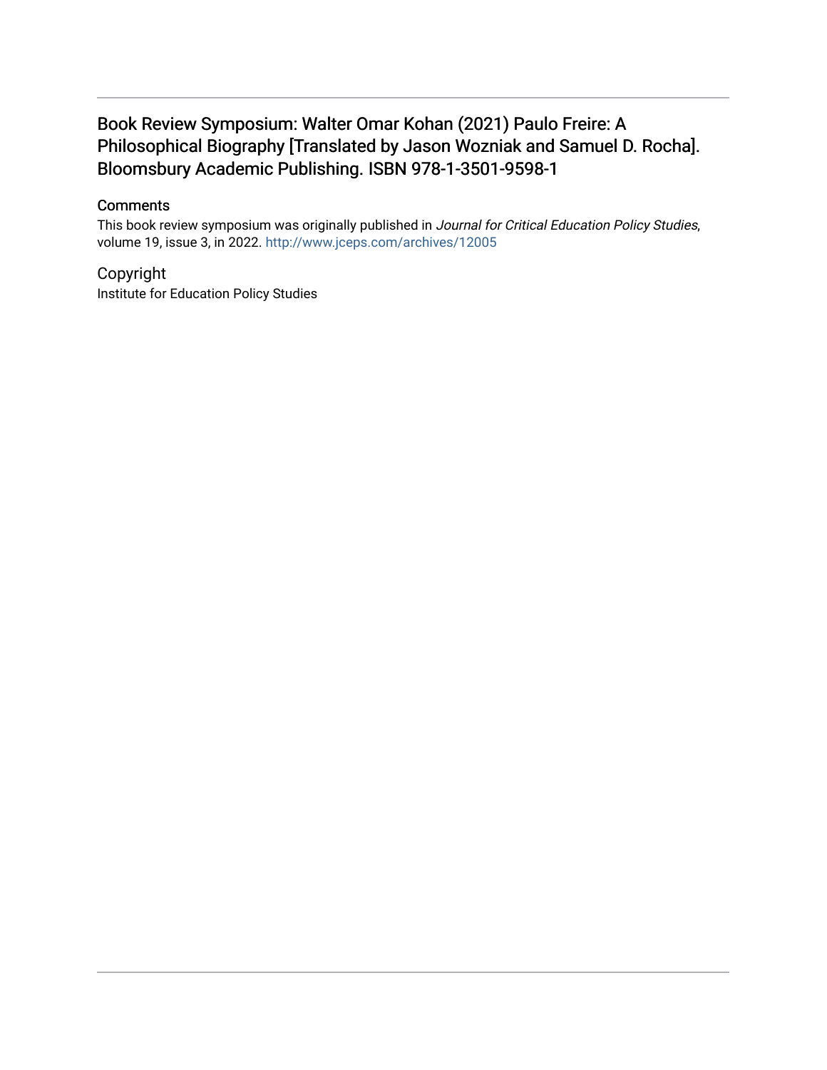# Book Review Symposium: Walter Omar Kohan (2021) Paulo Freire: A Philosophical Biography [Translated by Jason Wozniak and Samuel D. Rocha]. Bloomsbury Academic Publishing. ISBN 978-1-3501-9598-1

## Comments

This book review symposium was originally published in *Journal for Critical Education Policy Studies*, volume 19, issue 3, in 2022. http://www.jceps.com/archives/12005

## Copyright

Institute for Education Policy Studies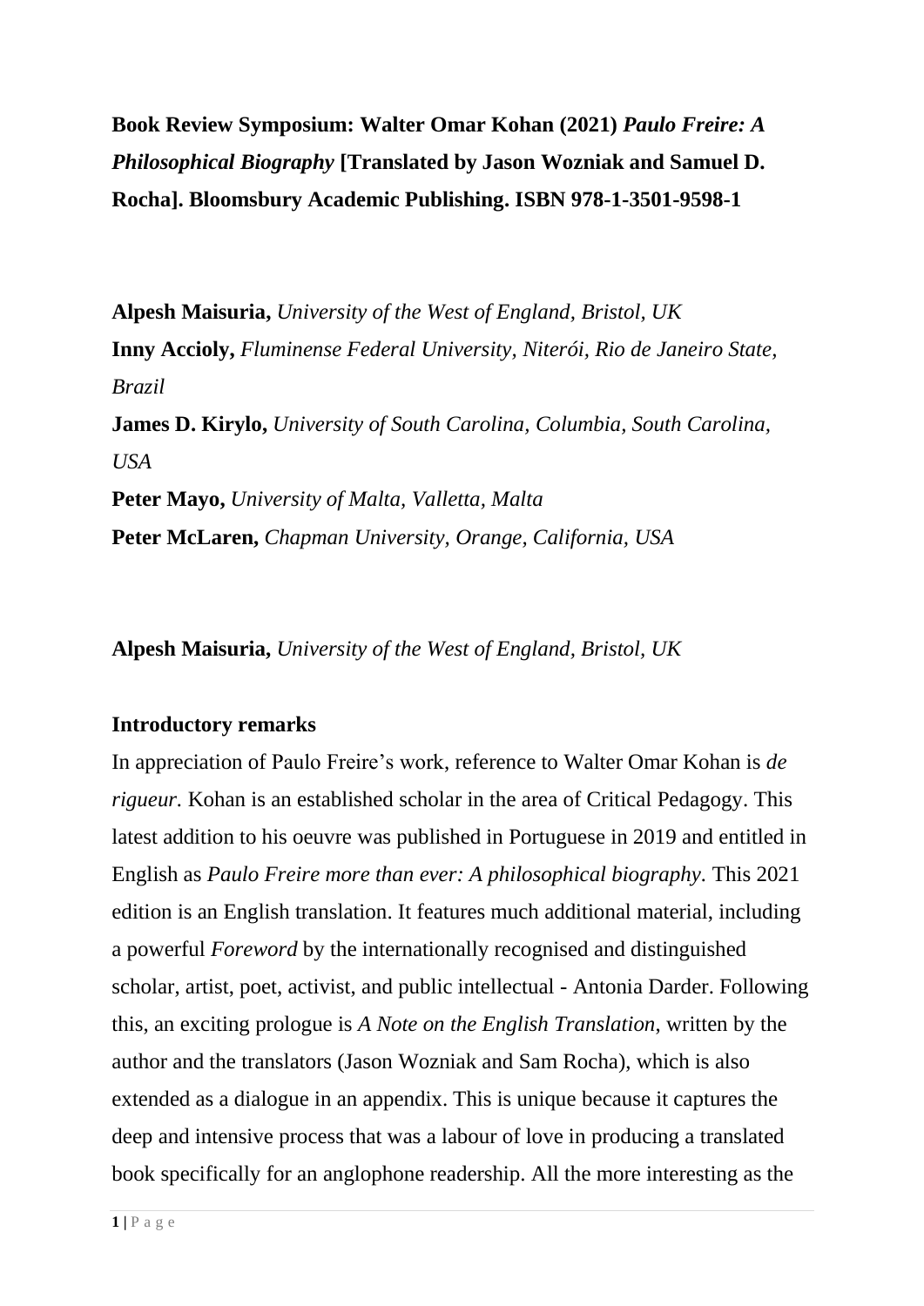**Book Review Symposium: Walter Omar Kohan (2021)** ***Paulo Freire: A Philosophical Biography*** **[Translated by Jason Wozniak and Samuel D. Rocha]. Bloomsbury Academic Publishing. ISBN 978-1-3501-9598-1**

**Alpesh Maisuria,** *University of the West of England, Bristol, UK*
**Inny Accioly,** *Fluminense Federal University, Niterói, Rio de Janeiro State, Brazil*
**James D. Kirylo,** *University of South Carolina, Columbia, South Carolina, USA*
**Peter Mayo,** *University of Malta, Valletta, Malta*
**Peter McLaren,** *Chapman University, Orange, California, USA*

**Alpesh Maisuria,** *University of the West of England, Bristol, UK*

**Introductory remarks**

In appreciation of Paulo Freire's work, reference to Walter Omar Kohan is *de rigueur.* Kohan is an established scholar in the area of Critical Pedagogy. This latest addition to his oeuvre was published in Portuguese in 2019 and entitled in English as *Paulo Freire more than ever: A philosophical biography*. This 2021 edition is an English translation. It features much additional material, including a powerful *Foreword* by the internationally recognised and distinguished scholar, artist, poet, activist, and public intellectual - Antonia Darder. Following this, an exciting prologue is *A Note on the English Translation*, written by the author and the translators (Jason Wozniak and Sam Rocha), which is also extended as a dialogue in an appendix. This is unique because it captures the deep and intensive process that was a labour of love in producing a translated book specifically for an anglophone readership. All the more interesting as the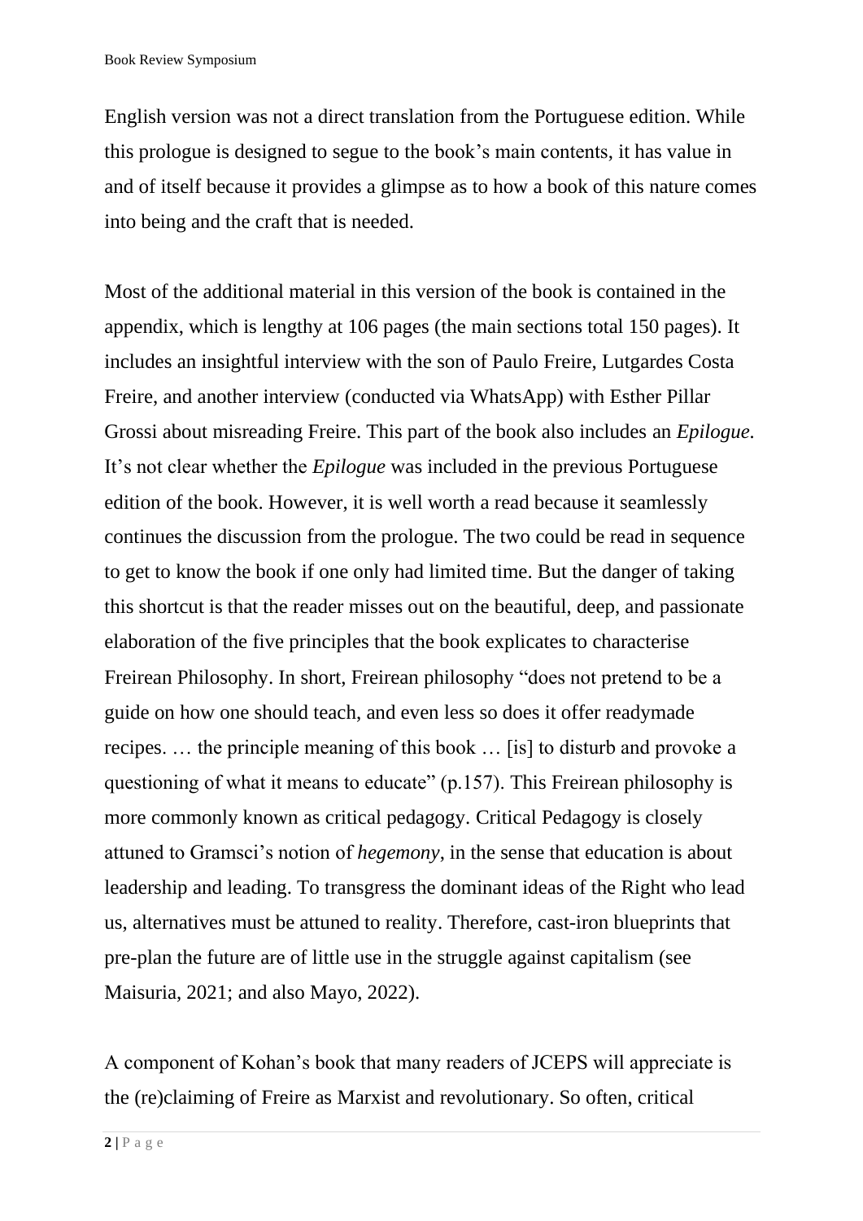English version was not a direct translation from the Portuguese edition. While this prologue is designed to segue to the book's main contents, it has value in and of itself because it provides a glimpse as to how a book of this nature comes into being and the craft that is needed.

Most of the additional material in this version of the book is contained in the appendix, which is lengthy at 106 pages (the main sections total 150 pages). It includes an insightful interview with the son of Paulo Freire, Lutgardes Costa Freire, and another interview (conducted via WhatsApp) with Esther Pillar Grossi about misreading Freire. This part of the book also includes an *Epilogue*. It's not clear whether the *Epilogue* was included in the previous Portuguese edition of the book. However, it is well worth a read because it seamlessly continues the discussion from the prologue. The two could be read in sequence to get to know the book if one only had limited time. But the danger of taking this shortcut is that the reader misses out on the beautiful, deep, and passionate elaboration of the five principles that the book explicates to characterise Freirean Philosophy. In short, Freirean philosophy "does not pretend to be a guide on how one should teach, and even less so does it offer readymade recipes. … the principle meaning of this book … [is] to disturb and provoke a questioning of what it means to educate" (p.157). This Freirean philosophy is more commonly known as critical pedagogy. Critical Pedagogy is closely attuned to Gramsci's notion of *hegemony*, in the sense that education is about leadership and leading. To transgress the dominant ideas of the Right who lead us, alternatives must be attuned to reality. Therefore, cast-iron blueprints that pre-plan the future are of little use in the struggle against capitalism (see Maisuria, 2021; and also Mayo, 2022).

A component of Kohan's book that many readers of JCEPS will appreciate is the (re)claiming of Freire as Marxist and revolutionary. So often, critical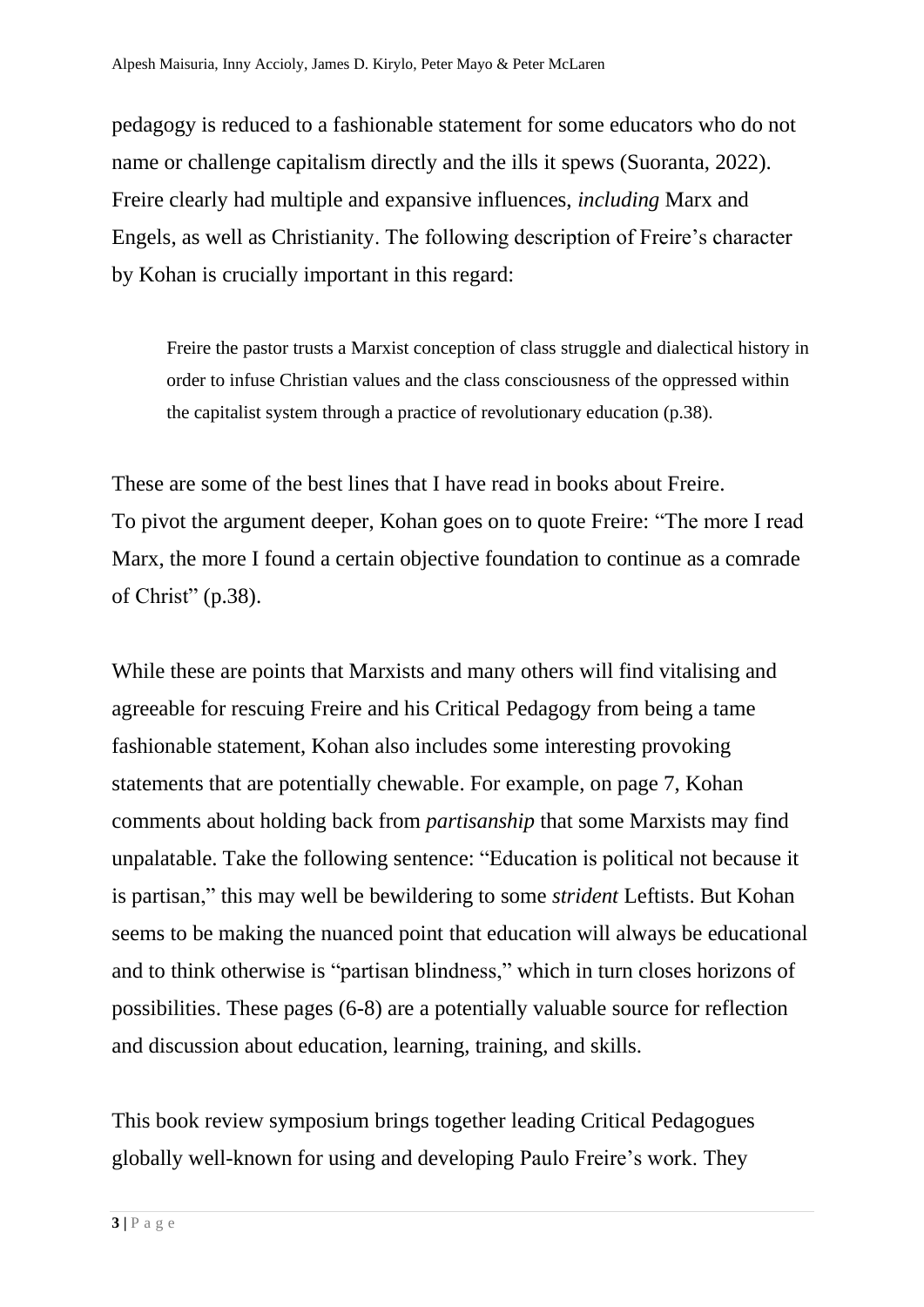pedagogy is reduced to a fashionable statement for some educators who do not name or challenge capitalism directly and the ills it spews (Suoranta, 2022). Freire clearly had multiple and expansive influences, *including* Marx and Engels, as well as Christianity. The following description of Freire's character by Kohan is crucially important in this regard:

> Freire the pastor trusts a Marxist conception of class struggle and dialectical history in order to infuse Christian values and the class consciousness of the oppressed within the capitalist system through a practice of revolutionary education (p.38).

These are some of the best lines that I have read in books about Freire.
To pivot the argument deeper, Kohan goes on to quote Freire: "The more I read Marx, the more I found a certain objective foundation to continue as a comrade of Christ" (p.38).

While these are points that Marxists and many others will find vitalising and agreeable for rescuing Freire and his Critical Pedagogy from being a tame fashionable statement, Kohan also includes some interesting provoking statements that are potentially chewable. For example, on page 7, Kohan comments about holding back from *partisanship* that some Marxists may find unpalatable. Take the following sentence: "Education is political not because it is partisan," this may well be bewildering to some *strident* Leftists. But Kohan seems to be making the nuanced point that education will always be educational and to think otherwise is "partisan blindness," which in turn closes horizons of possibilities. These pages (6-8) are a potentially valuable source for reflection and discussion about education, learning, training, and skills.

This book review symposium brings together leading Critical Pedagogues globally well-known for using and developing Paulo Freire's work. They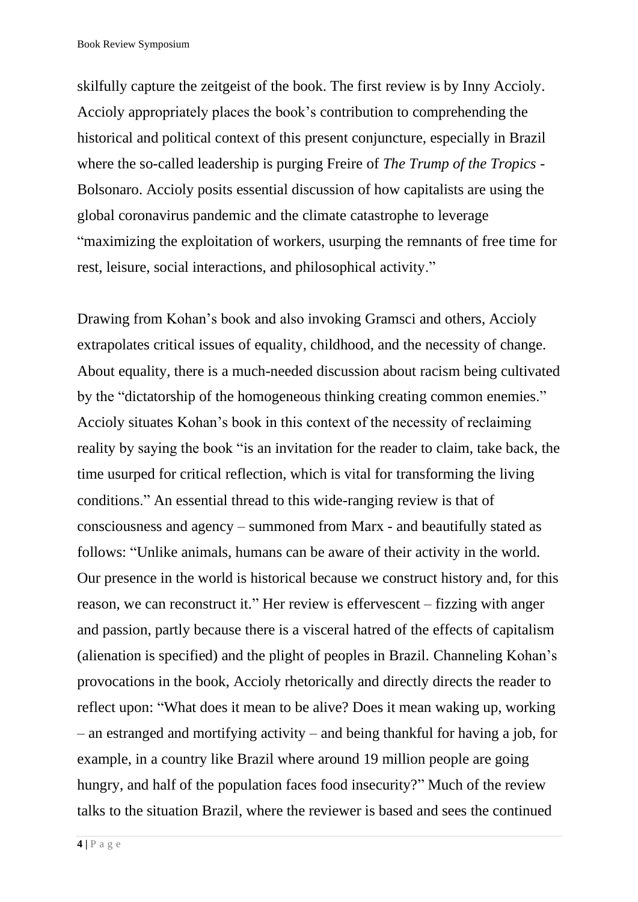skilfully capture the zeitgeist of the book. The first review is by Inny Accioly. Accioly appropriately places the book's contribution to comprehending the historical and political context of this present conjuncture, especially in Brazil where the so-called leadership is purging Freire of *The Trump of the Tropics* - Bolsonaro. Accioly posits essential discussion of how capitalists are using the global coronavirus pandemic and the climate catastrophe to leverage "maximizing the exploitation of workers, usurping the remnants of free time for rest, leisure, social interactions, and philosophical activity."

Drawing from Kohan's book and also invoking Gramsci and others, Accioly extrapolates critical issues of equality, childhood, and the necessity of change. About equality, there is a much-needed discussion about racism being cultivated by the "dictatorship of the homogeneous thinking creating common enemies." Accioly situates Kohan's book in this context of the necessity of reclaiming reality by saying the book "is an invitation for the reader to claim, take back, the time usurped for critical reflection, which is vital for transforming the living conditions." An essential thread to this wide-ranging review is that of consciousness and agency – summoned from Marx - and beautifully stated as follows: "Unlike animals, humans can be aware of their activity in the world. Our presence in the world is historical because we construct history and, for this reason, we can reconstruct it." Her review is effervescent – fizzing with anger and passion, partly because there is a visceral hatred of the effects of capitalism (alienation is specified) and the plight of peoples in Brazil. Channeling Kohan's provocations in the book, Accioly rhetorically and directly directs the reader to reflect upon: "What does it mean to be alive? Does it mean waking up, working – an estranged and mortifying activity – and being thankful for having a job, for example, in a country like Brazil where around 19 million people are going hungry, and half of the population faces food insecurity?" Much of the review talks to the situation Brazil, where the reviewer is based and sees the continued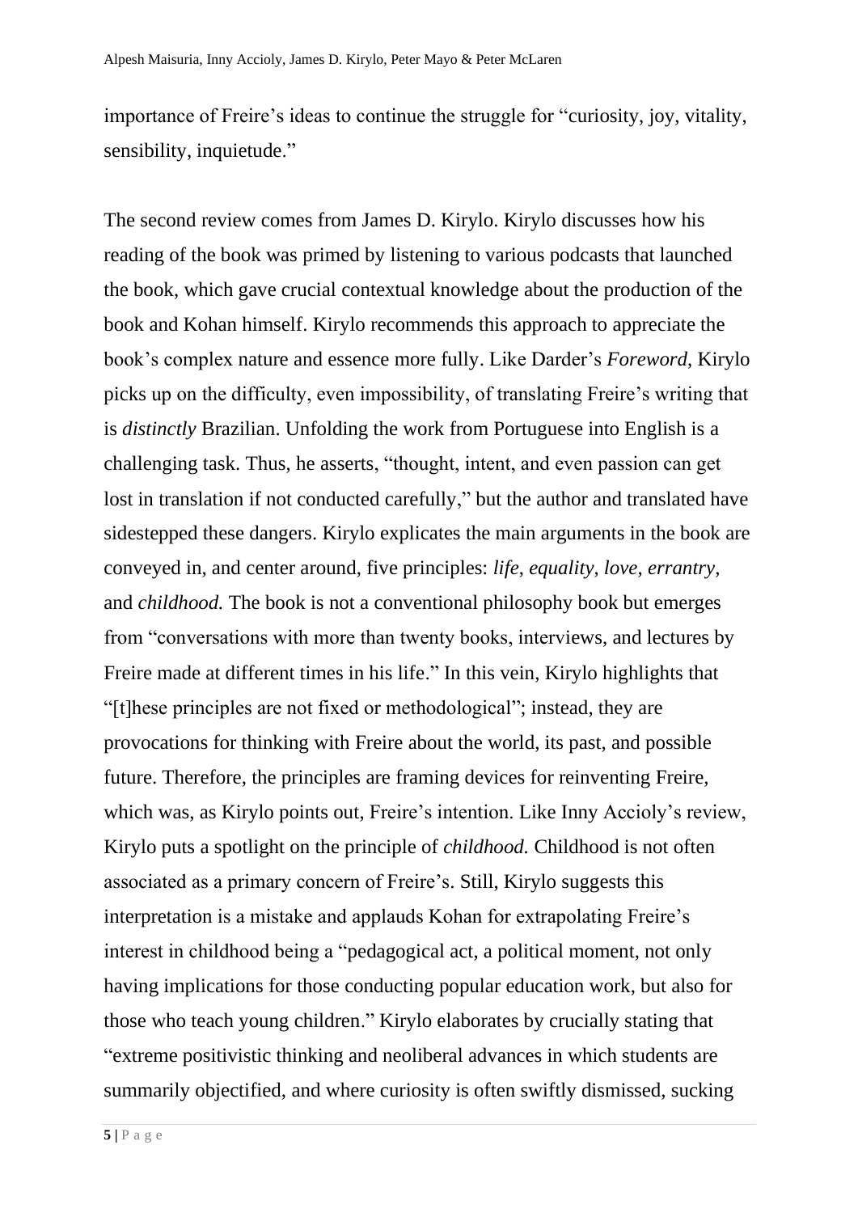importance of Freire's ideas to continue the struggle for "curiosity, joy, vitality, sensibility, inquietude."

The second review comes from James D. Kirylo. Kirylo discusses how his reading of the book was primed by listening to various podcasts that launched the book, which gave crucial contextual knowledge about the production of the book and Kohan himself. Kirylo recommends this approach to appreciate the book's complex nature and essence more fully. Like Darder's *Foreword*, Kirylo picks up on the difficulty, even impossibility, of translating Freire's writing that is *distinctly* Brazilian. Unfolding the work from Portuguese into English is a challenging task. Thus, he asserts, "thought, intent, and even passion can get lost in translation if not conducted carefully," but the author and translated have sidestepped these dangers. Kirylo explicates the main arguments in the book are conveyed in, and center around, five principles: *life*, *equality*, *love*, *errantry*, and *childhood.* The book is not a conventional philosophy book but emerges from "conversations with more than twenty books, interviews, and lectures by Freire made at different times in his life." In this vein, Kirylo highlights that "[t]hese principles are not fixed or methodological"; instead, they are provocations for thinking with Freire about the world, its past, and possible future. Therefore, the principles are framing devices for reinventing Freire, which was, as Kirylo points out, Freire's intention. Like Inny Accioly's review, Kirylo puts a spotlight on the principle of *childhood.* Childhood is not often associated as a primary concern of Freire's. Still, Kirylo suggests this interpretation is a mistake and applauds Kohan for extrapolating Freire's interest in childhood being a "pedagogical act, a political moment, not only having implications for those conducting popular education work, but also for those who teach young children." Kirylo elaborates by crucially stating that "extreme positivistic thinking and neoliberal advances in which students are summarily objectified, and where curiosity is often swiftly dismissed, sucking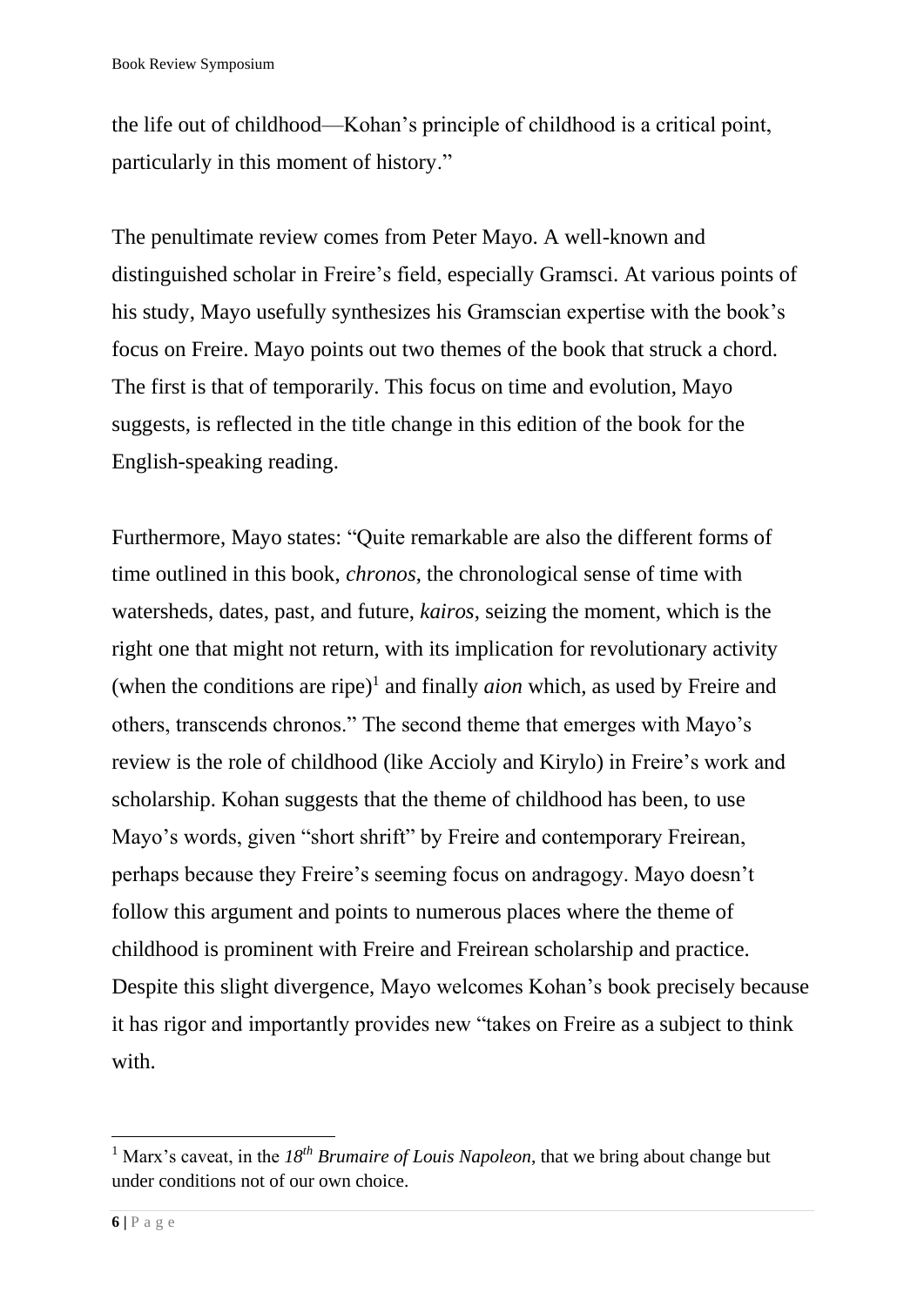the life out of childhood—Kohan's principle of childhood is a critical point, particularly in this moment of history."

The penultimate review comes from Peter Mayo. A well-known and distinguished scholar in Freire's field, especially Gramsci. At various points of his study, Mayo usefully synthesizes his Gramscian expertise with the book's focus on Freire. Mayo points out two themes of the book that struck a chord. The first is that of temporarily. This focus on time and evolution, Mayo suggests, is reflected in the title change in this edition of the book for the English-speaking reading.

Furthermore, Mayo states: "Quite remarkable are also the different forms of time outlined in this book, *chronos*, the chronological sense of time with watersheds, dates, past, and future, *kairos*, seizing the moment, which is the right one that might not return, with its implication for revolutionary activity (when the conditions are ripe)[1] and finally *aion* which, as used by Freire and others, transcends chronos." The second theme that emerges with Mayo's review is the role of childhood (like Accioly and Kirylo) in Freire's work and scholarship. Kohan suggests that the theme of childhood has been, to use Mayo's words, given "short shrift" by Freire and contemporary Freirean, perhaps because they Freire's seeming focus on andragogy. Mayo doesn't follow this argument and points to numerous places where the theme of childhood is prominent with Freire and Freirean scholarship and practice. Despite this slight divergence, Mayo welcomes Kohan's book precisely because it has rigor and importantly provides new "takes on Freire as a subject to think with.

---

[1] Marx's caveat, in the *18th Brumaire of Louis Napoleon*, that we bring about change but under conditions not of our own choice.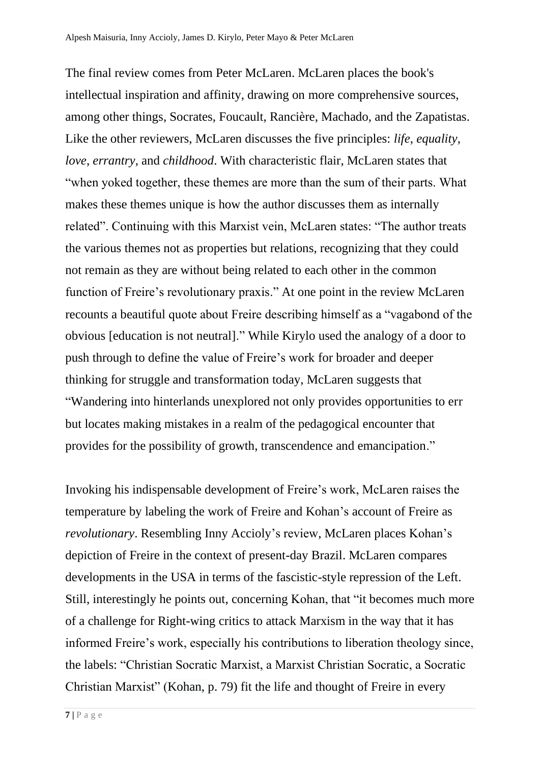The final review comes from Peter McLaren. McLaren places the book's intellectual inspiration and affinity, drawing on more comprehensive sources, among other things, Socrates, Foucault, Rancière, Machado, and the Zapatistas. Like the other reviewers, McLaren discusses the five principles: *life*, *equality*, *love*, *errantry*, and *childhood*. With characteristic flair, McLaren states that "when yoked together, these themes are more than the sum of their parts. What makes these themes unique is how the author discusses them as internally related". Continuing with this Marxist vein, McLaren states: "The author treats the various themes not as properties but relations, recognizing that they could not remain as they are without being related to each other in the common function of Freire's revolutionary praxis." At one point in the review McLaren recounts a beautiful quote about Freire describing himself as a "vagabond of the obvious [education is not neutral]." While Kirylo used the analogy of a door to push through to define the value of Freire's work for broader and deeper thinking for struggle and transformation today, McLaren suggests that "Wandering into hinterlands unexplored not only provides opportunities to err but locates making mistakes in a realm of the pedagogical encounter that provides for the possibility of growth, transcendence and emancipation."

Invoking his indispensable development of Freire's work, McLaren raises the temperature by labeling the work of Freire and Kohan's account of Freire as *revolutionary*. Resembling Inny Accioly's review, McLaren places Kohan's depiction of Freire in the context of present-day Brazil. McLaren compares developments in the USA in terms of the fascistic-style repression of the Left. Still, interestingly he points out, concerning Kohan, that "it becomes much more of a challenge for Right-wing critics to attack Marxism in the way that it has informed Freire's work, especially his contributions to liberation theology since, the labels: "Christian Socratic Marxist, a Marxist Christian Socratic, a Socratic Christian Marxist" (Kohan, p. 79) fit the life and thought of Freire in every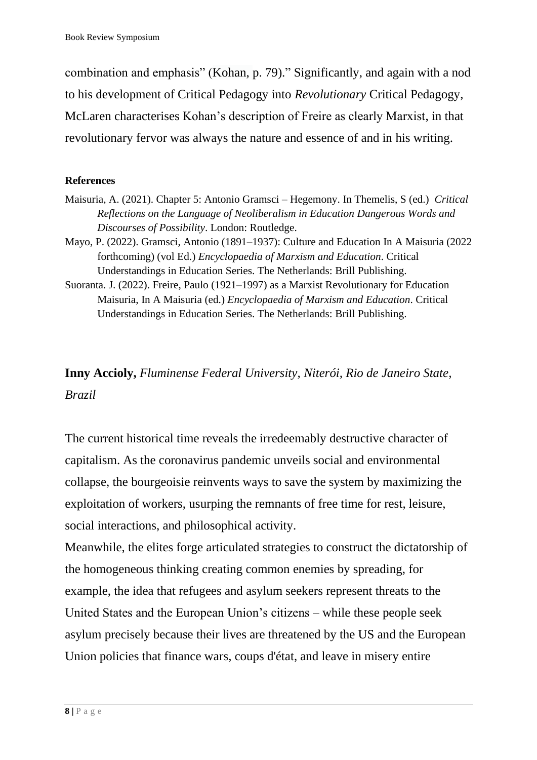combination and emphasis" (Kohan, p. 79)." Significantly, and again with a nod to his development of Critical Pedagogy into *Revolutionary* Critical Pedagogy, McLaren characterises Kohan's description of Freire as clearly Marxist, in that revolutionary fervor was always the nature and essence of and in his writing.

**References**

Maisuria, A. (2021). Chapter 5: Antonio Gramsci – Hegemony. In Themelis, S (ed.) *Critical Reflections on the Language of Neoliberalism in Education Dangerous Words and Discourses of Possibility*. London: Routledge.

Mayo, P. (2022). Gramsci, Antonio (1891–1937): Culture and Education In A Maisuria (2022 forthcoming) (vol Ed.) *Encyclopaedia of Marxism and Education*. Critical Understandings in Education Series. The Netherlands: Brill Publishing.

Suoranta. J. (2022). Freire, Paulo (1921–1997) as a Marxist Revolutionary for Education Maisuria, In A Maisuria (ed.) *Encyclopaedia of Marxism and Education*. Critical Understandings in Education Series. The Netherlands: Brill Publishing.

**Inny Accioly,** *Fluminense Federal University, Niterói, Rio de Janeiro State, Brazil*

The current historical time reveals the irredeemably destructive character of capitalism. As the coronavirus pandemic unveils social and environmental collapse, the bourgeoisie reinvents ways to save the system by maximizing the exploitation of workers, usurping the remnants of free time for rest, leisure, social interactions, and philosophical activity.

Meanwhile, the elites forge articulated strategies to construct the dictatorship of the homogeneous thinking creating common enemies by spreading, for example, the idea that refugees and asylum seekers represent threats to the United States and the European Union's citizens – while these people seek asylum precisely because their lives are threatened by the US and the European Union policies that finance wars, coups d'état, and leave in misery entire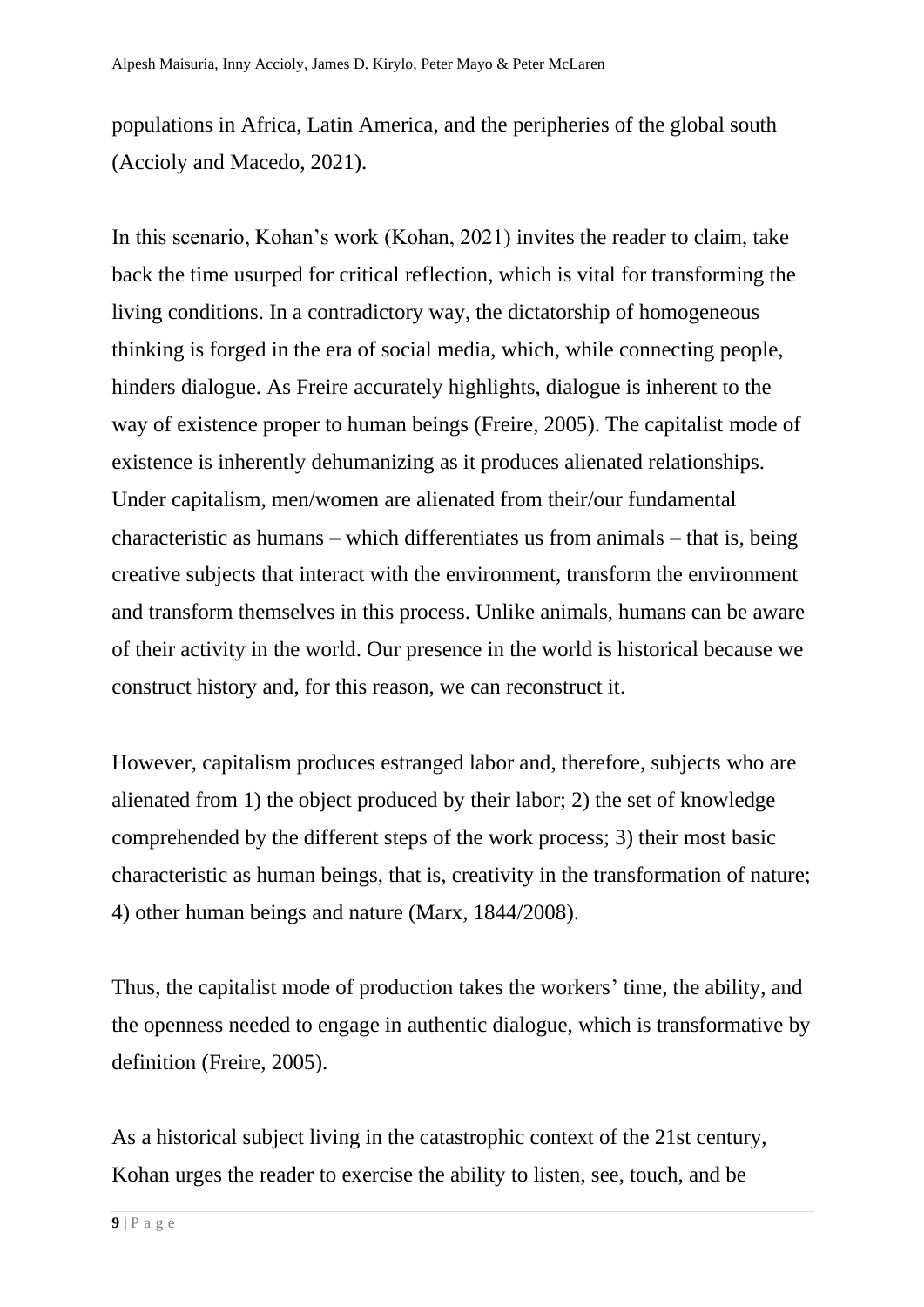populations in Africa, Latin America, and the peripheries of the global south (Accioly and Macedo, 2021).

In this scenario, Kohan's work (Kohan, 2021) invites the reader to claim, take back the time usurped for critical reflection, which is vital for transforming the living conditions. In a contradictory way, the dictatorship of homogeneous thinking is forged in the era of social media, which, while connecting people, hinders dialogue. As Freire accurately highlights, dialogue is inherent to the way of existence proper to human beings (Freire, 2005). The capitalist mode of existence is inherently dehumanizing as it produces alienated relationships. Under capitalism, men/women are alienated from their/our fundamental characteristic as humans – which differentiates us from animals – that is, being creative subjects that interact with the environment, transform the environment and transform themselves in this process. Unlike animals, humans can be aware of their activity in the world. Our presence in the world is historical because we construct history and, for this reason, we can reconstruct it.

However, capitalism produces estranged labor and, therefore, subjects who are alienated from 1) the object produced by their labor; 2) the set of knowledge comprehended by the different steps of the work process; 3) their most basic characteristic as human beings, that is, creativity in the transformation of nature; 4) other human beings and nature (Marx, 1844/2008).

Thus, the capitalist mode of production takes the workers' time, the ability, and the openness needed to engage in authentic dialogue, which is transformative by definition (Freire, 2005).

As a historical subject living in the catastrophic context of the 21st century, Kohan urges the reader to exercise the ability to listen, see, touch, and be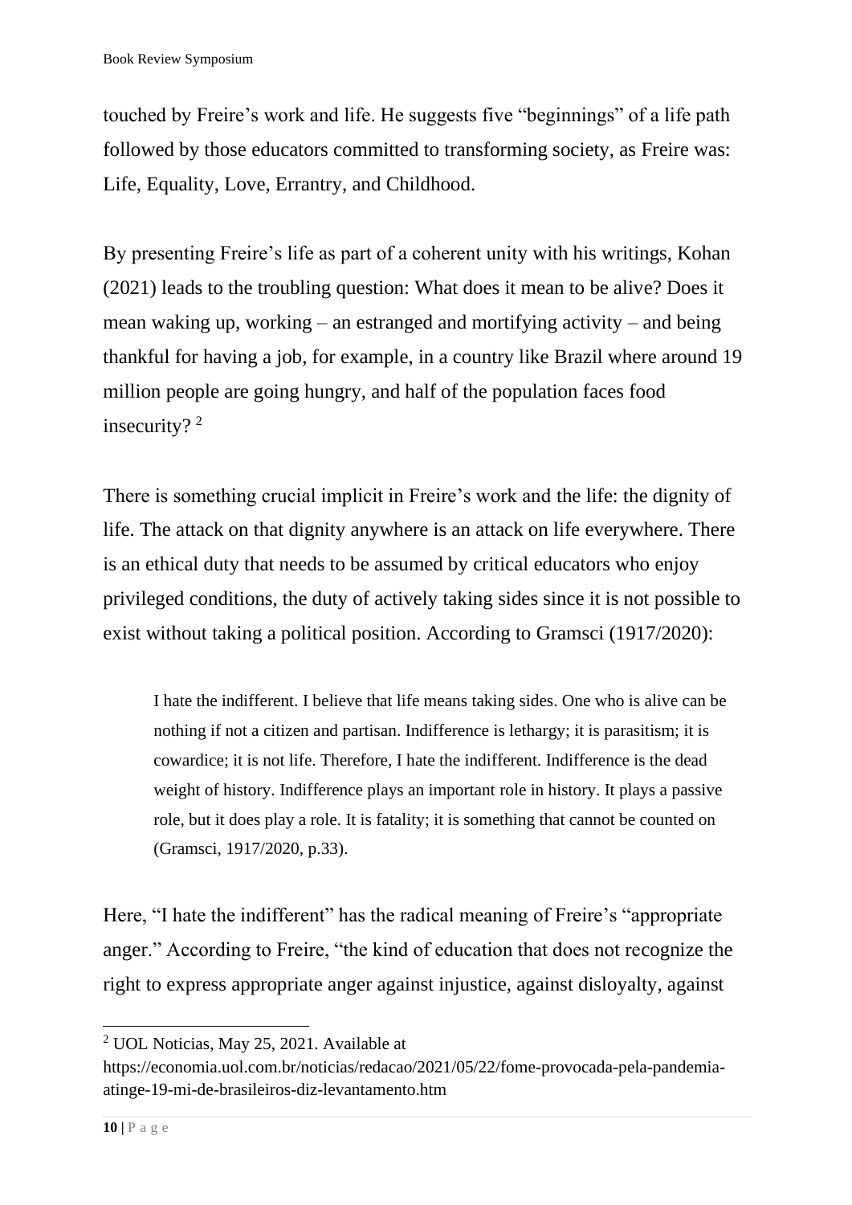touched by Freire's work and life. He suggests five "beginnings" of a life path followed by those educators committed to transforming society, as Freire was: Life, Equality, Love, Errantry, and Childhood.

By presenting Freire's life as part of a coherent unity with his writings, Kohan (2021) leads to the troubling question: What does it mean to be alive? Does it mean waking up, working – an estranged and mortifying activity – and being thankful for having a job, for example, in a country like Brazil where around 19 million people are going hungry, and half of the population faces food insecurity? [2]

There is something crucial implicit in Freire's work and the life: the dignity of life. The attack on that dignity anywhere is an attack on life everywhere. There is an ethical duty that needs to be assumed by critical educators who enjoy privileged conditions, the duty of actively taking sides since it is not possible to exist without taking a political position. According to Gramsci (1917/2020):

> I hate the indifferent. I believe that life means taking sides. One who is alive can be nothing if not a citizen and partisan. Indifference is lethargy; it is parasitism; it is cowardice; it is not life. Therefore, I hate the indifferent. Indifference is the dead weight of history. Indifference plays an important role in history. It plays a passive role, but it does play a role. It is fatality; it is something that cannot be counted on (Gramsci, 1917/2020, p.33).

Here, "I hate the indifferent" has the radical meaning of Freire's "appropriate anger." According to Freire, "the kind of education that does not recognize the right to express appropriate anger against injustice, against disloyalty, against

---

[2] UOL Noticias, May 25, 2021. Available at https://economia.uol.com.br/noticias/redacao/2021/05/22/fome-provocada-pela-pandemia-atinge-19-mi-de-brasileiros-diz-levantamento.htm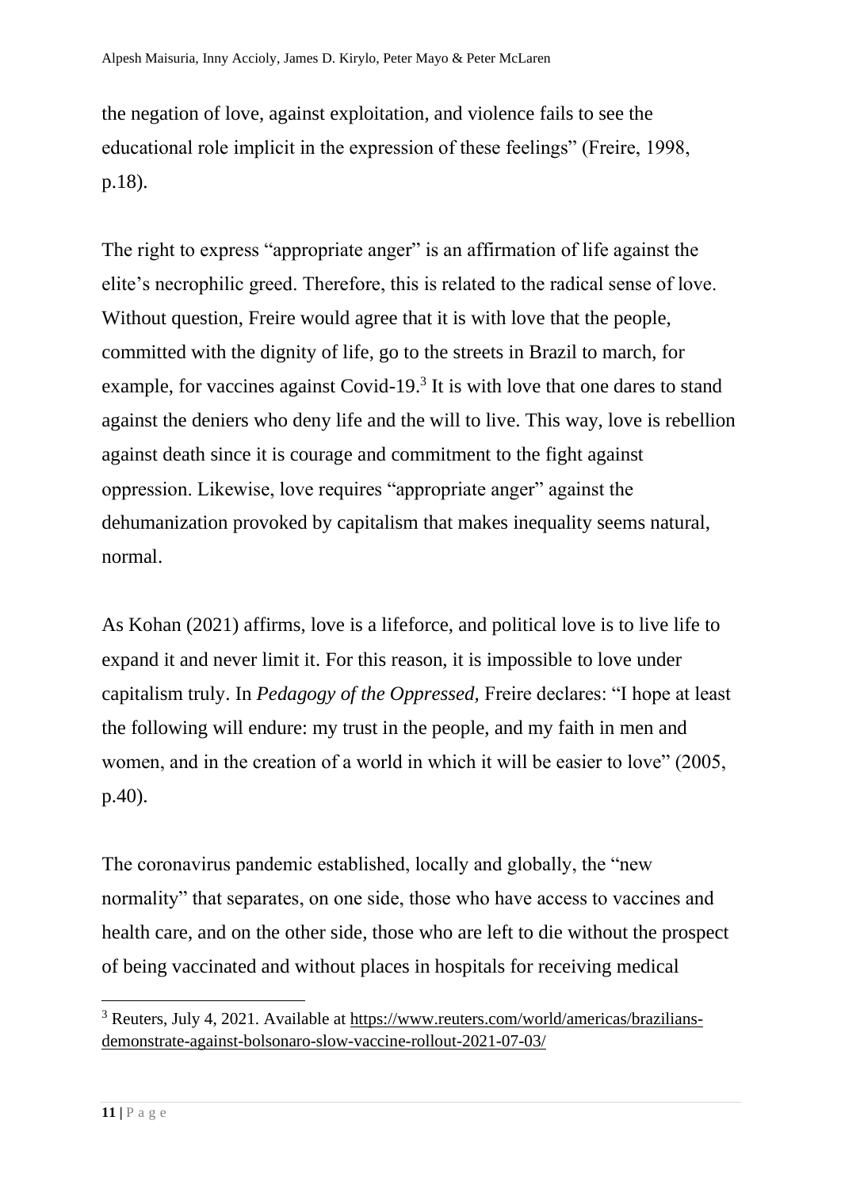the negation of love, against exploitation, and violence fails to see the educational role implicit in the expression of these feelings" (Freire, 1998, p.18).

The right to express "appropriate anger" is an affirmation of life against the elite's necrophilic greed. Therefore, this is related to the radical sense of love. Without question, Freire would agree that it is with love that the people, committed with the dignity of life, go to the streets in Brazil to march, for example, for vaccines against Covid-19.[3] It is with love that one dares to stand against the deniers who deny life and the will to live. This way, love is rebellion against death since it is courage and commitment to the fight against oppression. Likewise, love requires "appropriate anger" against the dehumanization provoked by capitalism that makes inequality seems natural, normal.

As Kohan (2021) affirms, love is a lifeforce, and political love is to live life to expand it and never limit it. For this reason, it is impossible to love under capitalism truly. In *Pedagogy of the Oppressed,* Freire declares: "I hope at least the following will endure: my trust in the people, and my faith in men and women, and in the creation of a world in which it will be easier to love" (2005, p.40).

The coronavirus pandemic established, locally and globally, the "new normality" that separates, on one side, those who have access to vaccines and health care, and on the other side, those who are left to die without the prospect of being vaccinated and without places in hospitals for receiving medical

---

[3] Reuters, July 4, 2021. Available at https://www.reuters.com/world/americas/brazilians-demonstrate-against-bolsonaro-slow-vaccine-rollout-2021-07-03/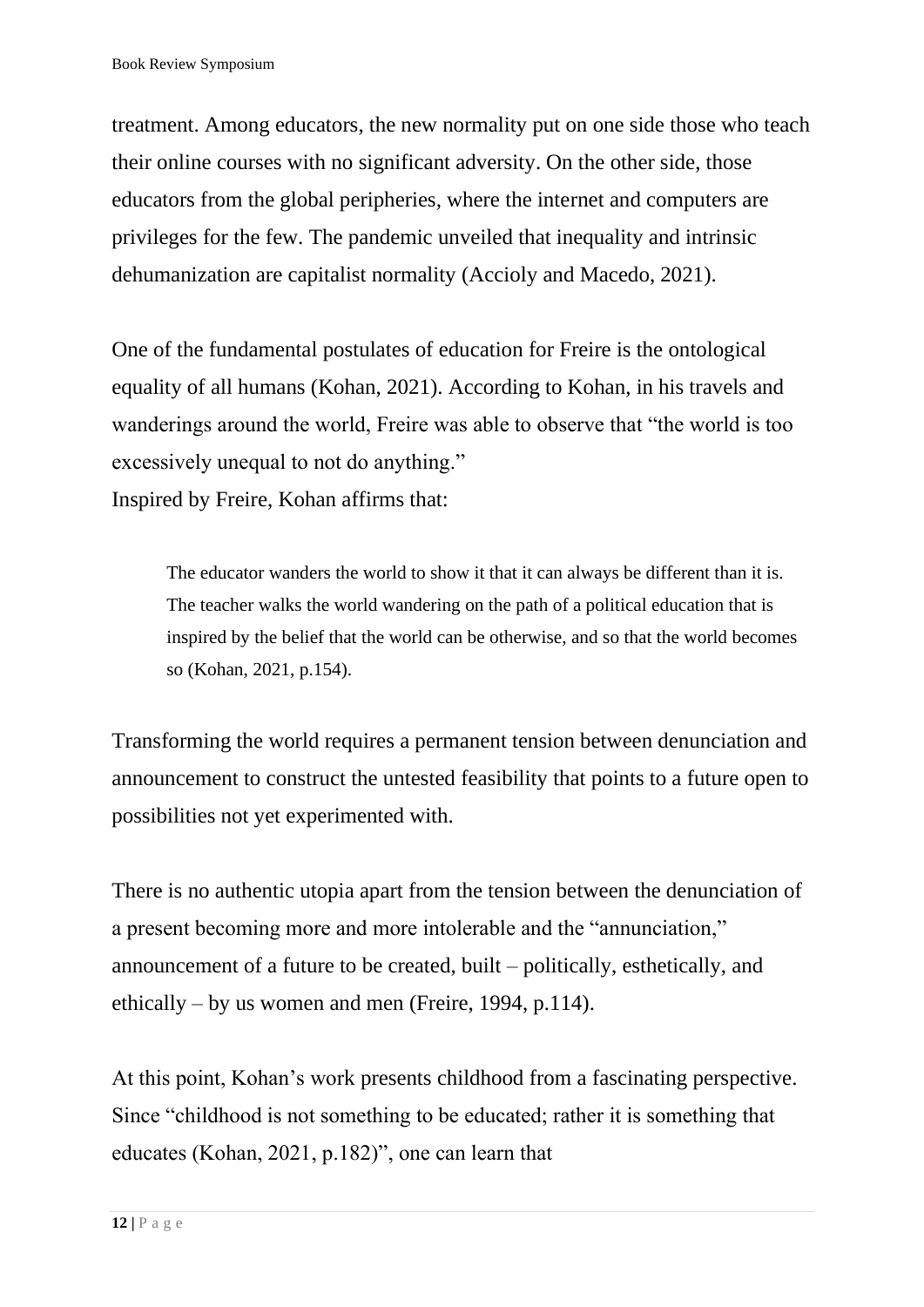treatment. Among educators, the new normality put on one side those who teach their online courses with no significant adversity. On the other side, those educators from the global peripheries, where the internet and computers are privileges for the few. The pandemic unveiled that inequality and intrinsic dehumanization are capitalist normality (Accioly and Macedo, 2021).

One of the fundamental postulates of education for Freire is the ontological equality of all humans (Kohan, 2021). According to Kohan, in his travels and wanderings around the world, Freire was able to observe that "the world is too excessively unequal to not do anything."
Inspired by Freire, Kohan affirms that:

> The educator wanders the world to show it that it can always be different than it is. The teacher walks the world wandering on the path of a political education that is inspired by the belief that the world can be otherwise, and so that the world becomes so (Kohan, 2021, p.154).

Transforming the world requires a permanent tension between denunciation and announcement to construct the untested feasibility that points to a future open to possibilities not yet experimented with.

There is no authentic utopia apart from the tension between the denunciation of a present becoming more and more intolerable and the "annunciation," announcement of a future to be created, built – politically, esthetically, and ethically – by us women and men (Freire, 1994, p.114).

At this point, Kohan's work presents childhood from a fascinating perspective. Since "childhood is not something to be educated; rather it is something that educates (Kohan, 2021, p.182)", one can learn that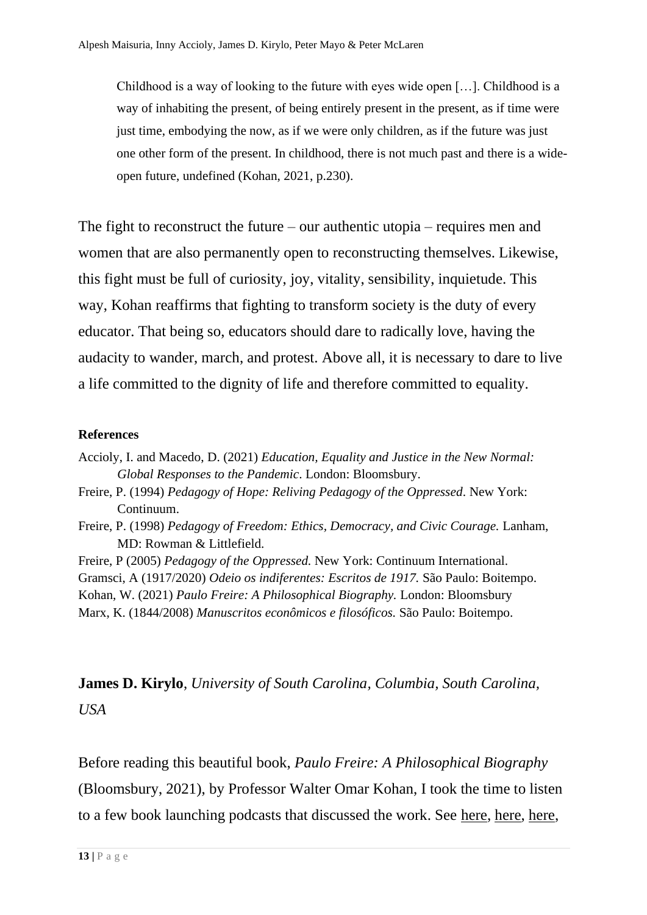> Childhood is a way of looking to the future with eyes wide open […]. Childhood is a way of inhabiting the present, of being entirely present in the present, as if time were just time, embodying the now, as if we were only children, as if the future was just one other form of the present. In childhood, there is not much past and there is a wide-open future, undefined (Kohan, 2021, p.230).

The fight to reconstruct the future – our authentic utopia – requires men and women that are also permanently open to reconstructing themselves. Likewise, this fight must be full of curiosity, joy, vitality, sensibility, inquietude. This way, Kohan reaffirms that fighting to transform society is the duty of every educator. That being so, educators should dare to radically love, having the audacity to wander, march, and protest. Above all, it is necessary to dare to live a life committed to the dignity of life and therefore committed to equality.

**References**

Accioly, I. and Macedo, D. (2021) *Education, Equality and Justice in the New Normal: Global Responses to the Pandemic*. London: Bloomsbury.

Freire, P. (1994) *Pedagogy of Hope: Reliving Pedagogy of the Oppressed*. New York: Continuum.

Freire, P. (1998) *Pedagogy of Freedom: Ethics, Democracy, and Civic Courage.* Lanham, MD: Rowman & Littlefield.

Freire, P (2005) *Pedagogy of the Oppressed.* New York: Continuum International.

Gramsci, A (1917/2020) *Odeio os indiferentes: Escritos de 1917.* São Paulo: Boitempo.

Kohan, W. (2021) *Paulo Freire: A Philosophical Biography.* London: Bloomsbury

Marx, K. (1844/2008) *Manuscritos econômicos e filosóficos.* São Paulo: Boitempo.

**James D. Kirylo**, *University of South Carolina, Columbia, South Carolina, USA*

Before reading this beautiful book, *Paulo Freire: A Philosophical Biography* (Bloomsbury, 2021), by Professor Walter Omar Kohan, I took the time to listen to a few book launching podcasts that discussed the work. See here, here, here,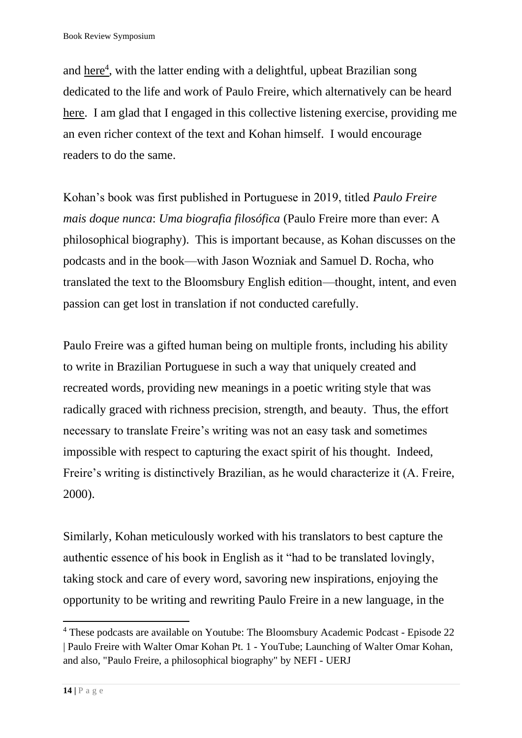and here[4], with the latter ending with a delightful, upbeat Brazilian song dedicated to the life and work of Paulo Freire, which alternatively can be heard here. I am glad that I engaged in this collective listening exercise, providing me an even richer context of the text and Kohan himself. I would encourage readers to do the same.

Kohan's book was first published in Portuguese in 2019, titled *Paulo Freire mais doque nunca*: *Uma biografia filosófica* (Paulo Freire more than ever: A philosophical biography). This is important because, as Kohan discusses on the podcasts and in the book—with Jason Wozniak and Samuel D. Rocha, who translated the text to the Bloomsbury English edition—thought, intent, and even passion can get lost in translation if not conducted carefully.

Paulo Freire was a gifted human being on multiple fronts, including his ability to write in Brazilian Portuguese in such a way that uniquely created and recreated words, providing new meanings in a poetic writing style that was radically graced with richness precision, strength, and beauty. Thus, the effort necessary to translate Freire's writing was not an easy task and sometimes impossible with respect to capturing the exact spirit of his thought. Indeed, Freire's writing is distinctively Brazilian, as he would characterize it (A. Freire, 2000).

Similarly, Kohan meticulously worked with his translators to best capture the authentic essence of his book in English as it "had to be translated lovingly, taking stock and care of every word, savoring new inspirations, enjoying the opportunity to be writing and rewriting Paulo Freire in a new language, in the

---

[4] These podcasts are available on Youtube: The Bloomsbury Academic Podcast - Episode 22 | Paulo Freire with Walter Omar Kohan Pt. 1 - YouTube; Launching of Walter Omar Kohan, and also, "Paulo Freire, a philosophical biography" by NEFI - UERJ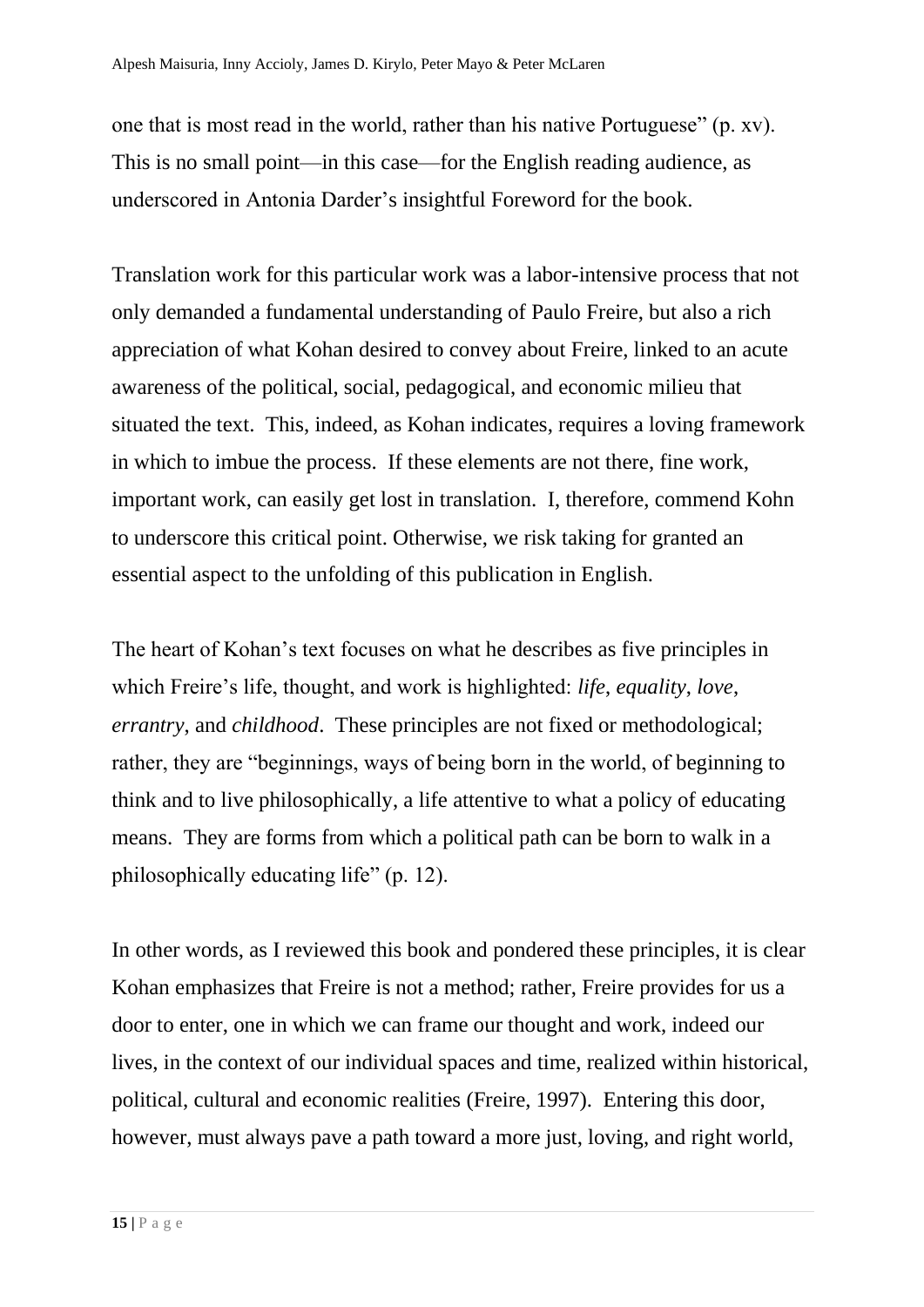one that is most read in the world, rather than his native Portuguese" (p. xv). This is no small point—in this case—for the English reading audience, as underscored in Antonia Darder's insightful Foreword for the book.

Translation work for this particular work was a labor-intensive process that not only demanded a fundamental understanding of Paulo Freire, but also a rich appreciation of what Kohan desired to convey about Freire, linked to an acute awareness of the political, social, pedagogical, and economic milieu that situated the text. This, indeed, as Kohan indicates, requires a loving framework in which to imbue the process. If these elements are not there, fine work, important work, can easily get lost in translation. I, therefore, commend Kohn to underscore this critical point. Otherwise, we risk taking for granted an essential aspect to the unfolding of this publication in English.

The heart of Kohan's text focuses on what he describes as five principles in which Freire's life, thought, and work is highlighted: *life*, *equality*, *love*, *errantry*, and *childhood*. These principles are not fixed or methodological; rather, they are "beginnings, ways of being born in the world, of beginning to think and to live philosophically, a life attentive to what a policy of educating means. They are forms from which a political path can be born to walk in a philosophically educating life" (p. 12).

In other words, as I reviewed this book and pondered these principles, it is clear Kohan emphasizes that Freire is not a method; rather, Freire provides for us a door to enter, one in which we can frame our thought and work, indeed our lives, in the context of our individual spaces and time, realized within historical, political, cultural and economic realities (Freire, 1997). Entering this door, however, must always pave a path toward a more just, loving, and right world,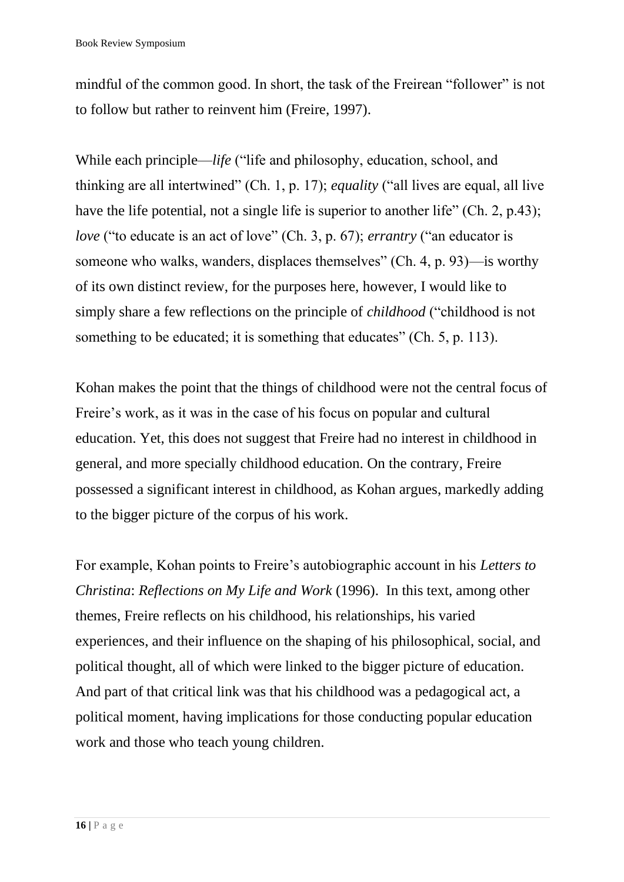mindful of the common good. In short, the task of the Freirean "follower" is not to follow but rather to reinvent him (Freire, 1997).

While each principle—*life* ("life and philosophy, education, school, and thinking are all intertwined" (Ch. 1, p. 17); *equality* ("all lives are equal, all live have the life potential, not a single life is superior to another life" (Ch. 2, p.43); *love* ("to educate is an act of love" (Ch. 3, p. 67); *errantry* ("an educator is someone who walks, wanders, displaces themselves" (Ch. 4, p. 93)—is worthy of its own distinct review, for the purposes here, however, I would like to simply share a few reflections on the principle of *childhood* ("childhood is not something to be educated; it is something that educates" (Ch. 5, p. 113).

Kohan makes the point that the things of childhood were not the central focus of Freire's work, as it was in the case of his focus on popular and cultural education. Yet, this does not suggest that Freire had no interest in childhood in general, and more specially childhood education. On the contrary, Freire possessed a significant interest in childhood, as Kohan argues, markedly adding to the bigger picture of the corpus of his work.

For example, Kohan points to Freire's autobiographic account in his *Letters to Christina*: *Reflections on My Life and Work* (1996). In this text, among other themes, Freire reflects on his childhood, his relationships, his varied experiences, and their influence on the shaping of his philosophical, social, and political thought, all of which were linked to the bigger picture of education. And part of that critical link was that his childhood was a pedagogical act, a political moment, having implications for those conducting popular education work and those who teach young children.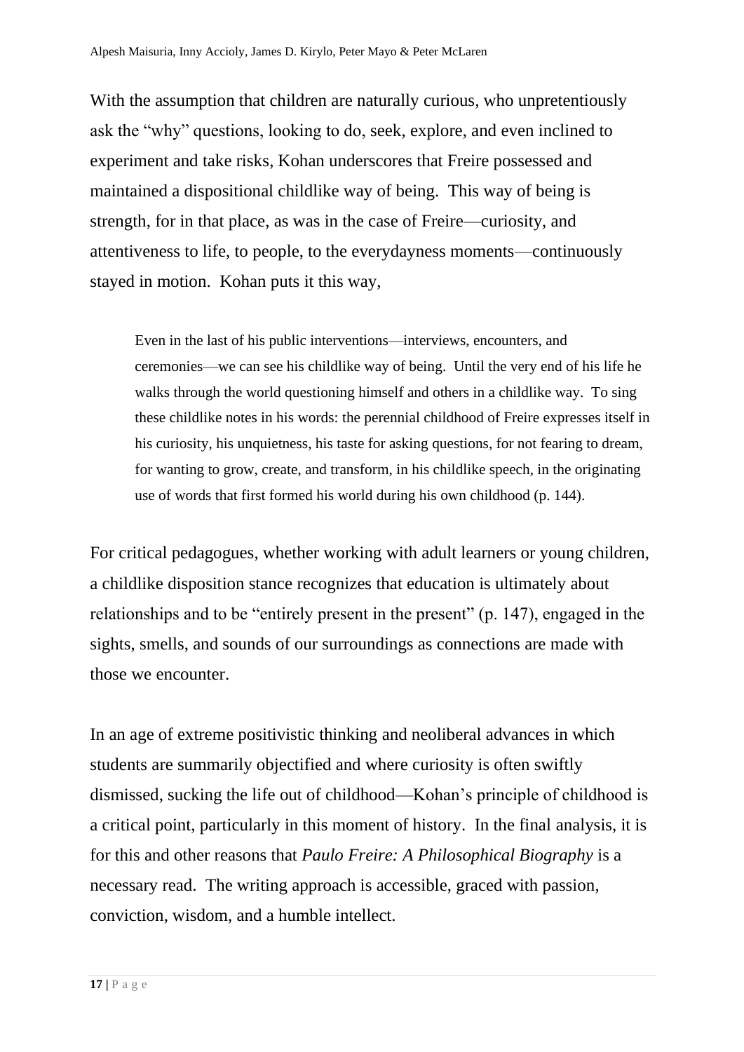With the assumption that children are naturally curious, who unpretentiously ask the "why" questions, looking to do, seek, explore, and even inclined to experiment and take risks, Kohan underscores that Freire possessed and maintained a dispositional childlike way of being. This way of being is strength, for in that place, as was in the case of Freire—curiosity, and attentiveness to life, to people, to the everydayness moments—continuously stayed in motion. Kohan puts it this way,

> Even in the last of his public interventions—interviews, encounters, and ceremonies—we can see his childlike way of being. Until the very end of his life he walks through the world questioning himself and others in a childlike way. To sing these childlike notes in his words: the perennial childhood of Freire expresses itself in his curiosity, his unquietness, his taste for asking questions, for not fearing to dream, for wanting to grow, create, and transform, in his childlike speech, in the originating use of words that first formed his world during his own childhood (p. 144).

For critical pedagogues, whether working with adult learners or young children, a childlike disposition stance recognizes that education is ultimately about relationships and to be "entirely present in the present" (p. 147), engaged in the sights, smells, and sounds of our surroundings as connections are made with those we encounter.

In an age of extreme positivistic thinking and neoliberal advances in which students are summarily objectified and where curiosity is often swiftly dismissed, sucking the life out of childhood—Kohan's principle of childhood is a critical point, particularly in this moment of history. In the final analysis, it is for this and other reasons that *Paulo Freire: A Philosophical Biography* is a necessary read. The writing approach is accessible, graced with passion, conviction, wisdom, and a humble intellect.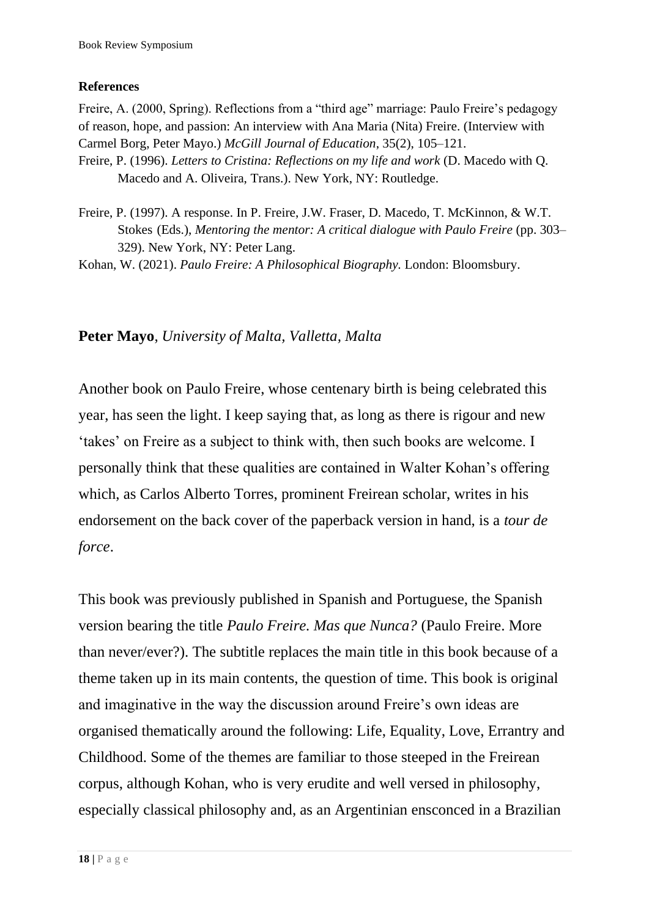## References

Freire, A. (2000, Spring). Reflections from a "third age" marriage: Paulo Freire's pedagogy of reason, hope, and passion: An interview with Ana Maria (Nita) Freire. (Interview with Carmel Borg, Peter Mayo.) *McGill Journal of Education*, 35(2), 105–121.

Freire, P. (1996). *Letters to Cristina: Reflections on my life and work* (D. Macedo with Q. Macedo and A. Oliveira, Trans.). New York, NY: Routledge.

Freire, P. (1997). A response. In P. Freire, J.W. Fraser, D. Macedo, T. McKinnon, & W.T. Stokes (Eds.), *Mentoring the mentor: A critical dialogue with Paulo Freire* (pp. 303–329). New York, NY: Peter Lang.

Kohan, W. (2021). *Paulo Freire: A Philosophical Biography*. London: Bloomsbury.

## **Peter Mayo**, *University of Malta, Valletta, Malta*

Another book on Paulo Freire, whose centenary birth is being celebrated this year, has seen the light. I keep saying that, as long as there is rigour and new 'takes' on Freire as a subject to think with, then such books are welcome. I personally think that these qualities are contained in Walter Kohan's offering which, as Carlos Alberto Torres, prominent Freirean scholar, writes in his endorsement on the back cover of the paperback version in hand, is a *tour de force*.

This book was previously published in Spanish and Portuguese, the Spanish version bearing the title *Paulo Freire. Mas que Nunca?* (Paulo Freire. More than never/ever?). The subtitle replaces the main title in this book because of a theme taken up in its main contents, the question of time. This book is original and imaginative in the way the discussion around Freire's own ideas are organised thematically around the following: Life, Equality, Love, Errantry and Childhood. Some of the themes are familiar to those steeped in the Freirean corpus, although Kohan, who is very erudite and well versed in philosophy, especially classical philosophy and, as an Argentinian ensconced in a Brazilian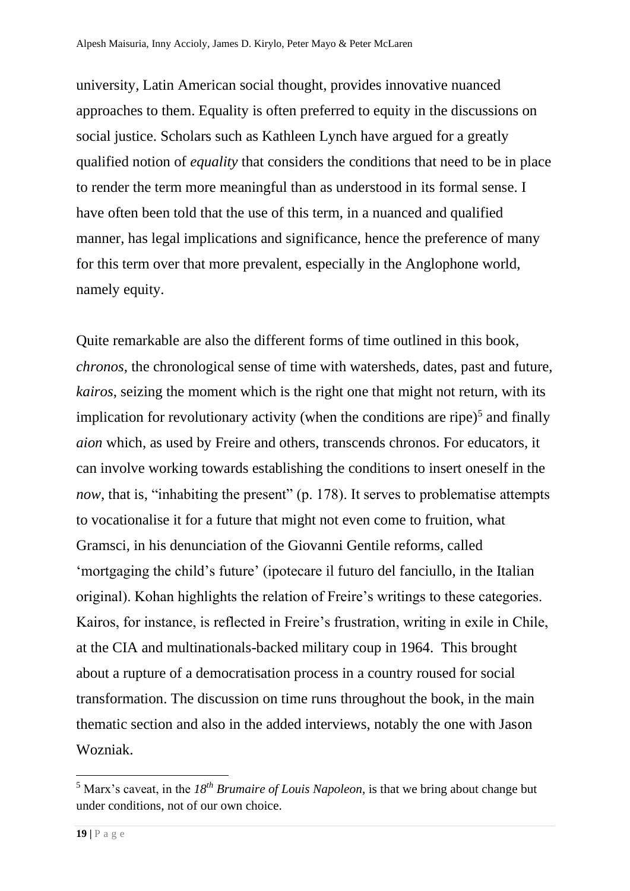university, Latin American social thought, provides innovative nuanced approaches to them. Equality is often preferred to equity in the discussions on social justice. Scholars such as Kathleen Lynch have argued for a greatly qualified notion of *equality* that considers the conditions that need to be in place to render the term more meaningful than as understood in its formal sense. I have often been told that the use of this term, in a nuanced and qualified manner, has legal implications and significance, hence the preference of many for this term over that more prevalent, especially in the Anglophone world, namely equity.

Quite remarkable are also the different forms of time outlined in this book, *chronos*, the chronological sense of time with watersheds, dates, past and future, *kairos*, seizing the moment which is the right one that might not return, with its implication for revolutionary activity (when the conditions are ripe)[5] and finally *aion* which, as used by Freire and others, transcends chronos. For educators, it can involve working towards establishing the conditions to insert oneself in the *now*, that is, "inhabiting the present" (p. 178). It serves to problematise attempts to vocationalise it for a future that might not even come to fruition, what Gramsci, in his denunciation of the Giovanni Gentile reforms, called 'mortgaging the child's future' (ipotecare il futuro del fanciullo, in the Italian original). Kohan highlights the relation of Freire's writings to these categories. Kairos, for instance, is reflected in Freire's frustration, writing in exile in Chile, at the CIA and multinationals-backed military coup in 1964. This brought about a rupture of a democratisation process in a country roused for social transformation. The discussion on time runs throughout the book, in the main thematic section and also in the added interviews, notably the one with Jason Wozniak.

[5] Marx's caveat, in the *18th Brumaire of Louis Napoleon*, is that we bring about change but under conditions, not of our own choice.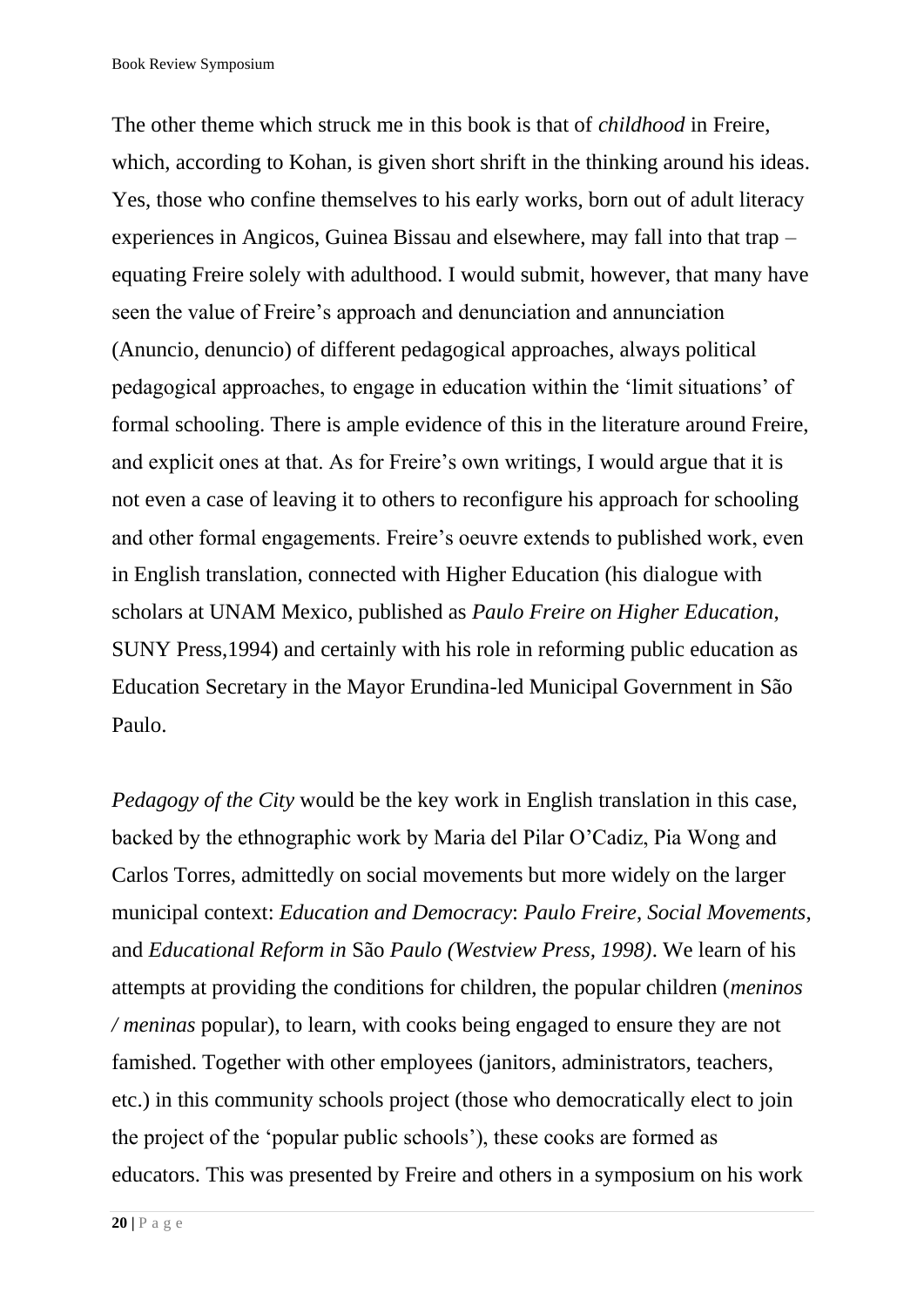The other theme which struck me in this book is that of *childhood* in Freire, which, according to Kohan, is given short shrift in the thinking around his ideas. Yes, those who confine themselves to his early works, born out of adult literacy experiences in Angicos, Guinea Bissau and elsewhere, may fall into that trap – equating Freire solely with adulthood. I would submit, however, that many have seen the value of Freire's approach and denunciation and annunciation (Anuncio, denuncio) of different pedagogical approaches, always political pedagogical approaches, to engage in education within the 'limit situations' of formal schooling. There is ample evidence of this in the literature around Freire, and explicit ones at that. As for Freire's own writings, I would argue that it is not even a case of leaving it to others to reconfigure his approach for schooling and other formal engagements. Freire's oeuvre extends to published work, even in English translation, connected with Higher Education (his dialogue with scholars at UNAM Mexico, published as *Paulo Freire on Higher Education*, SUNY Press,1994) and certainly with his role in reforming public education as Education Secretary in the Mayor Erundina-led Municipal Government in São Paulo.

*Pedagogy of the City* would be the key work in English translation in this case, backed by the ethnographic work by Maria del Pilar O'Cadiz, Pia Wong and Carlos Torres, admittedly on social movements but more widely on the larger municipal context: *Education and Democracy*: *Paulo Freire*, *Social Movements*, and *Educational Reform in* São *Paulo (Westview Press, 1998)*. We learn of his attempts at providing the conditions for children, the popular children (*meninos / meninas* popular), to learn, with cooks being engaged to ensure they are not famished. Together with other employees (janitors, administrators, teachers, etc.) in this community schools project (those who democratically elect to join the project of the 'popular public schools'), these cooks are formed as educators. This was presented by Freire and others in a symposium on his work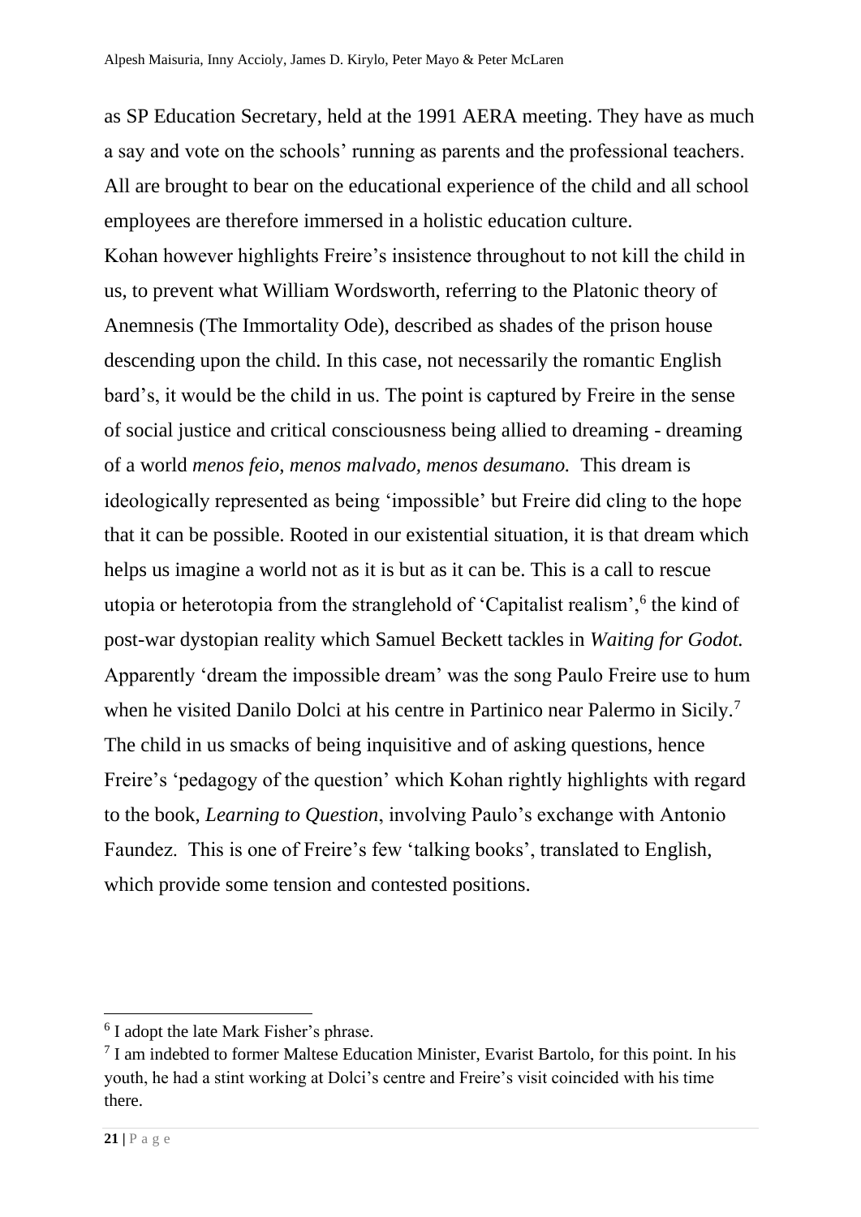as SP Education Secretary, held at the 1991 AERA meeting. They have as much a say and vote on the schools' running as parents and the professional teachers. All are brought to bear on the educational experience of the child and all school employees are therefore immersed in a holistic education culture.

Kohan however highlights Freire's insistence throughout to not kill the child in us, to prevent what William Wordsworth, referring to the Platonic theory of Anemnesis (The Immortality Ode), described as shades of the prison house descending upon the child. In this case, not necessarily the romantic English bard's, it would be the child in us. The point is captured by Freire in the sense of social justice and critical consciousness being allied to dreaming - dreaming of a world *menos feio*, *menos malvado, menos desumano.* This dream is ideologically represented as being 'impossible' but Freire did cling to the hope that it can be possible. Rooted in our existential situation, it is that dream which helps us imagine a world not as it is but as it can be. This is a call to rescue utopia or heterotopia from the stranglehold of 'Capitalist realism',[6] the kind of post-war dystopian reality which Samuel Beckett tackles in *Waiting for Godot.* Apparently 'dream the impossible dream' was the song Paulo Freire use to hum when he visited Danilo Dolci at his centre in Partinico near Palermo in Sicily.[7] The child in us smacks of being inquisitive and of asking questions, hence Freire's 'pedagogy of the question' which Kohan rightly highlights with regard to the book, *Learning to Question*, involving Paulo's exchange with Antonio Faundez. This is one of Freire's few 'talking books', translated to English, which provide some tension and contested positions.

[6] I adopt the late Mark Fisher's phrase.

[7] I am indebted to former Maltese Education Minister, Evarist Bartolo, for this point. In his youth, he had a stint working at Dolci's centre and Freire's visit coincided with his time there.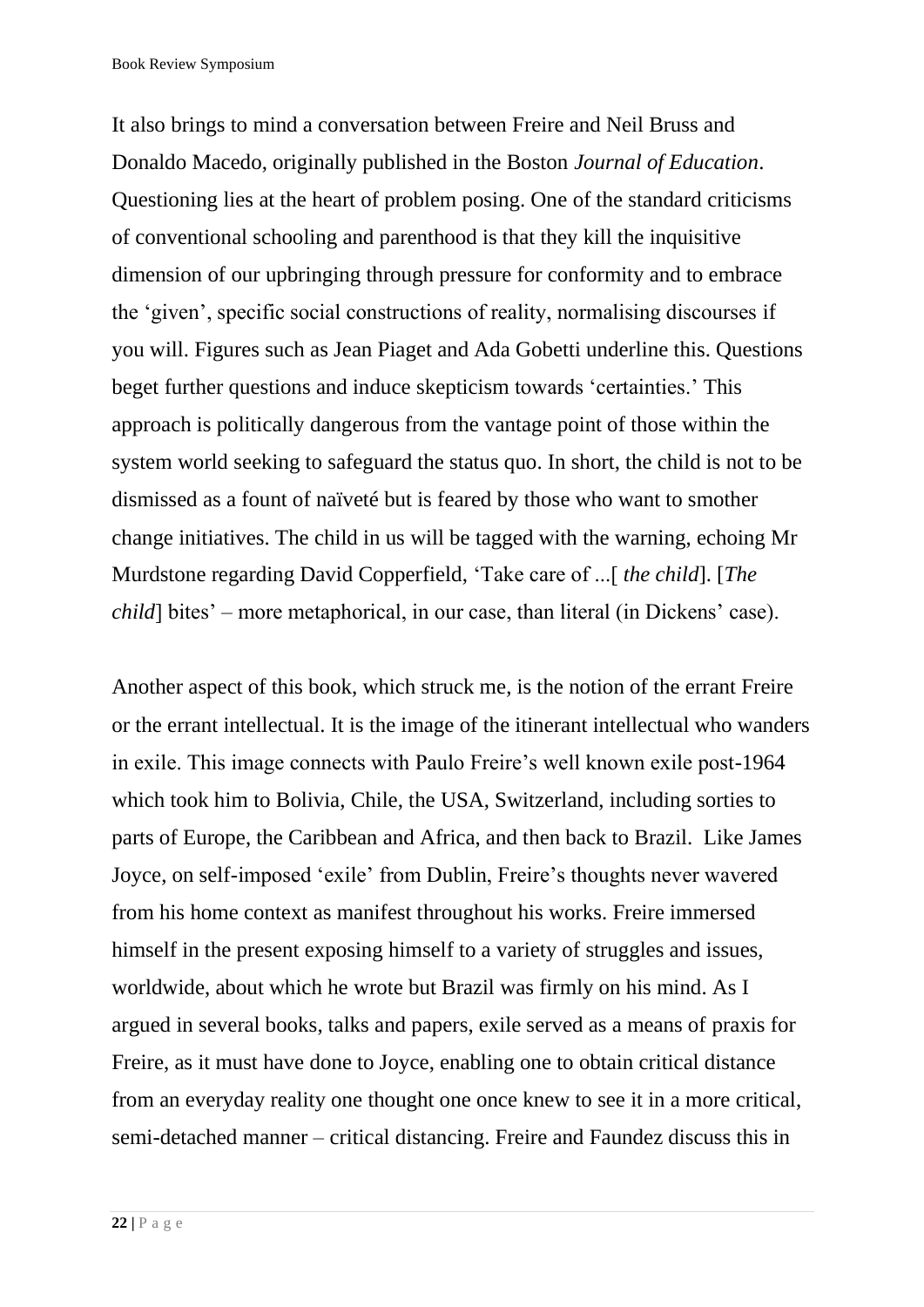It also brings to mind a conversation between Freire and Neil Bruss and Donaldo Macedo, originally published in the Boston *Journal of Education*. Questioning lies at the heart of problem posing. One of the standard criticisms of conventional schooling and parenthood is that they kill the inquisitive dimension of our upbringing through pressure for conformity and to embrace the 'given', specific social constructions of reality, normalising discourses if you will. Figures such as Jean Piaget and Ada Gobetti underline this. Questions beget further questions and induce skepticism towards 'certainties.' This approach is politically dangerous from the vantage point of those within the system world seeking to safeguard the status quo. In short, the child is not to be dismissed as a fount of naïveté but is feared by those who want to smother change initiatives. The child in us will be tagged with the warning, echoing Mr Murdstone regarding David Copperfield, 'Take care of ...[ *the child*]. [*The child*] bites' – more metaphorical, in our case, than literal (in Dickens' case).

Another aspect of this book, which struck me, is the notion of the errant Freire or the errant intellectual. It is the image of the itinerant intellectual who wanders in exile. This image connects with Paulo Freire's well known exile post-1964 which took him to Bolivia, Chile, the USA, Switzerland, including sorties to parts of Europe, the Caribbean and Africa, and then back to Brazil. Like James Joyce, on self-imposed 'exile' from Dublin, Freire's thoughts never wavered from his home context as manifest throughout his works. Freire immersed himself in the present exposing himself to a variety of struggles and issues, worldwide, about which he wrote but Brazil was firmly on his mind. As I argued in several books, talks and papers, exile served as a means of praxis for Freire, as it must have done to Joyce, enabling one to obtain critical distance from an everyday reality one thought one once knew to see it in a more critical, semi-detached manner – critical distancing. Freire and Faundez discuss this in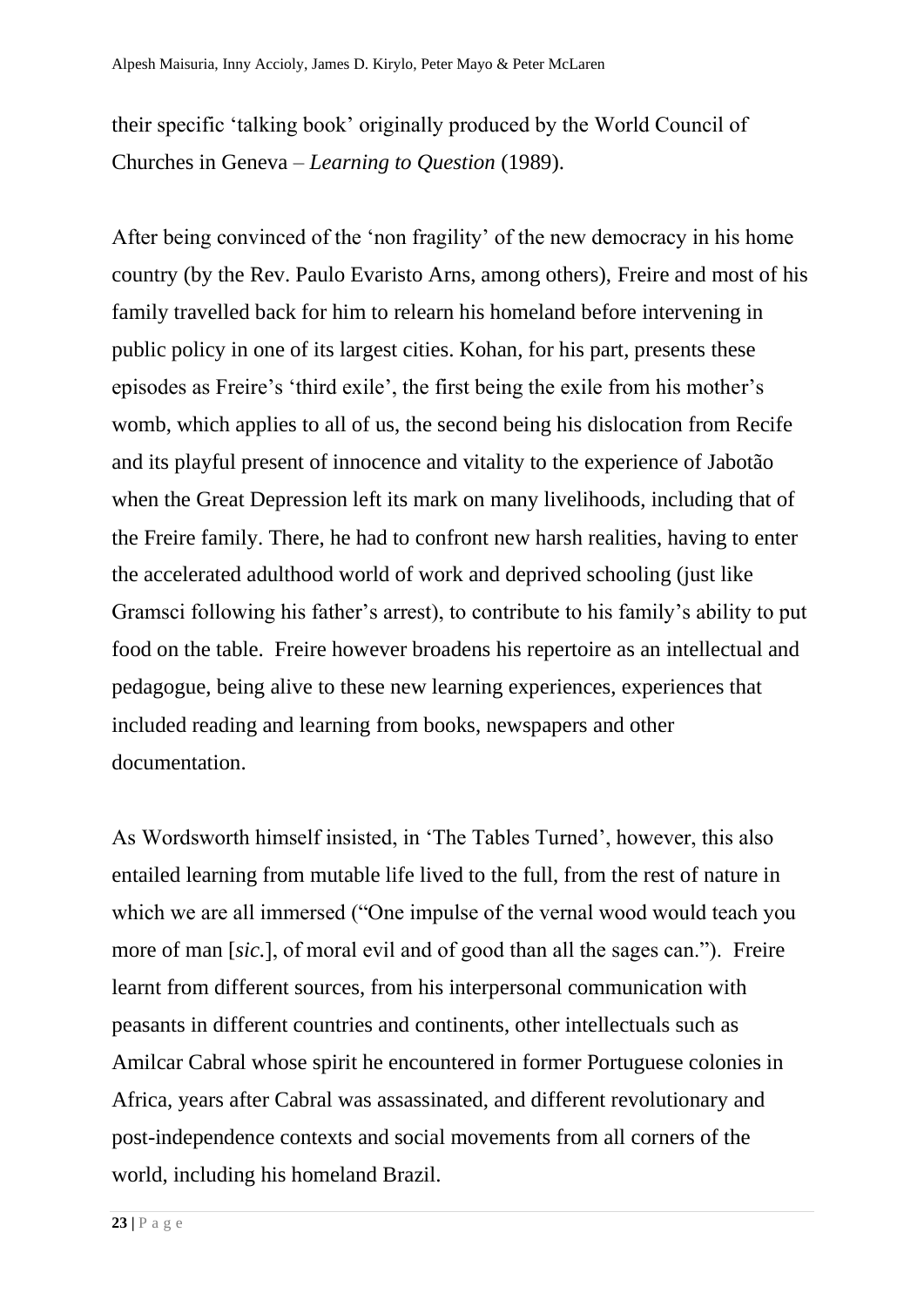their specific 'talking book' originally produced by the World Council of Churches in Geneva – *Learning to Question* (1989).

After being convinced of the 'non fragility' of the new democracy in his home country (by the Rev. Paulo Evaristo Arns, among others), Freire and most of his family travelled back for him to relearn his homeland before intervening in public policy in one of its largest cities. Kohan, for his part, presents these episodes as Freire's 'third exile', the first being the exile from his mother's womb, which applies to all of us, the second being his dislocation from Recife and its playful present of innocence and vitality to the experience of Jabotão when the Great Depression left its mark on many livelihoods, including that of the Freire family. There, he had to confront new harsh realities, having to enter the accelerated adulthood world of work and deprived schooling (just like Gramsci following his father's arrest), to contribute to his family's ability to put food on the table. Freire however broadens his repertoire as an intellectual and pedagogue, being alive to these new learning experiences, experiences that included reading and learning from books, newspapers and other documentation.

As Wordsworth himself insisted, in 'The Tables Turned', however, this also entailed learning from mutable life lived to the full, from the rest of nature in which we are all immersed ("One impulse of the vernal wood would teach you more of man [*sic.*], of moral evil and of good than all the sages can."). Freire learnt from different sources, from his interpersonal communication with peasants in different countries and continents, other intellectuals such as Amilcar Cabral whose spirit he encountered in former Portuguese colonies in Africa, years after Cabral was assassinated, and different revolutionary and post-independence contexts and social movements from all corners of the world, including his homeland Brazil.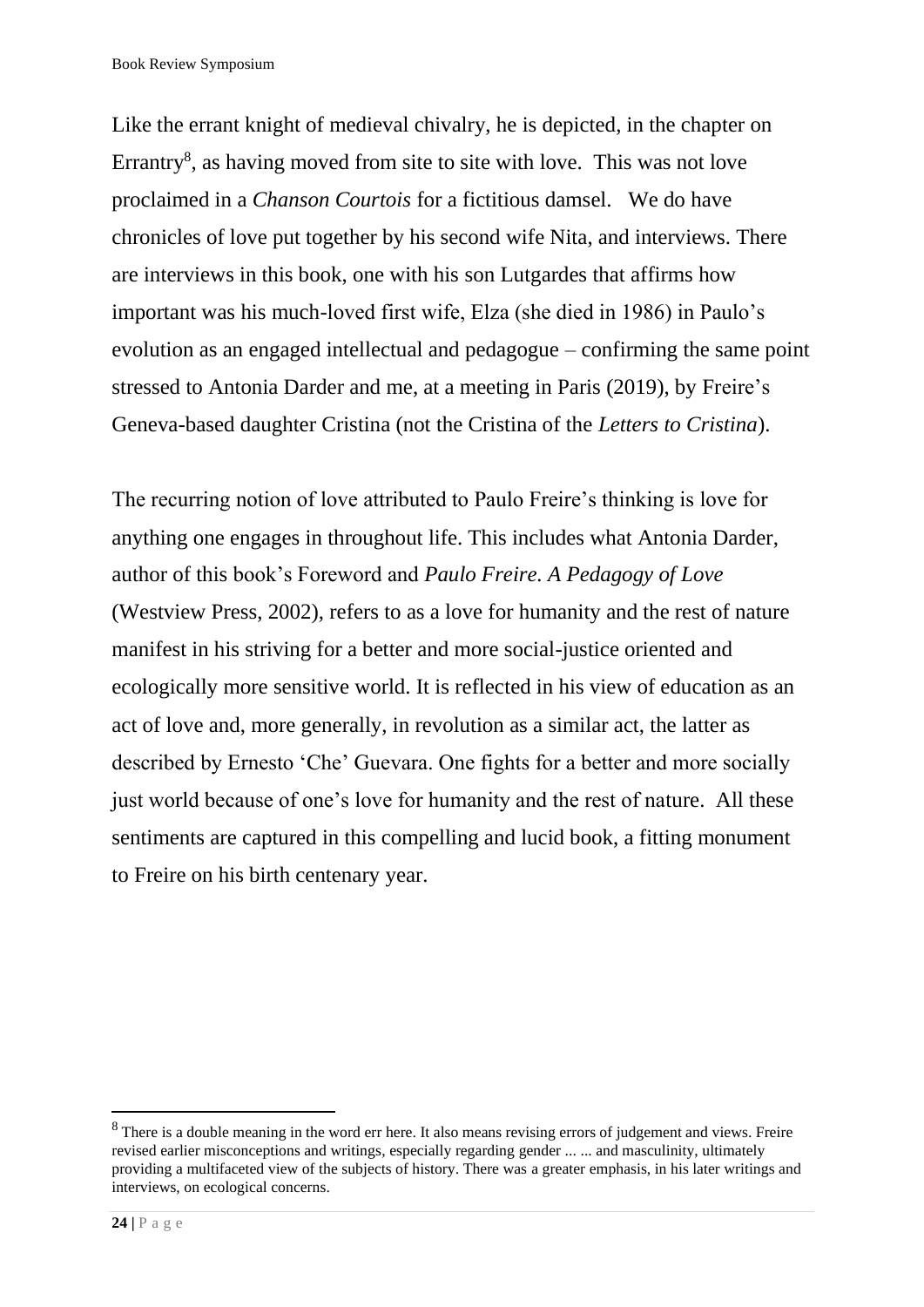Like the errant knight of medieval chivalry, he is depicted, in the chapter on Errantry[8], as having moved from site to site with love. This was not love proclaimed in a *Chanson Courtois* for a fictitious damsel. We do have chronicles of love put together by his second wife Nita, and interviews. There are interviews in this book, one with his son Lutgardes that affirms how important was his much-loved first wife, Elza (she died in 1986) in Paulo's evolution as an engaged intellectual and pedagogue – confirming the same point stressed to Antonia Darder and me, at a meeting in Paris (2019), by Freire's Geneva-based daughter Cristina (not the Cristina of the *Letters to Cristina*).

The recurring notion of love attributed to Paulo Freire's thinking is love for anything one engages in throughout life. This includes what Antonia Darder, author of this book's Foreword and *Paulo Freire. A Pedagogy of Love* (Westview Press, 2002), refers to as a love for humanity and the rest of nature manifest in his striving for a better and more social-justice oriented and ecologically more sensitive world. It is reflected in his view of education as an act of love and, more generally, in revolution as a similar act, the latter as described by Ernesto 'Che' Guevara. One fights for a better and more socially just world because of one's love for humanity and the rest of nature. All these sentiments are captured in this compelling and lucid book, a fitting monument to Freire on his birth centenary year.

[8] There is a double meaning in the word err here. It also means revising errors of judgement and views. Freire revised earlier misconceptions and writings, especially regarding gender ... ... and masculinity, ultimately providing a multifaceted view of the subjects of history. There was a greater emphasis, in his later writings and interviews, on ecological concerns.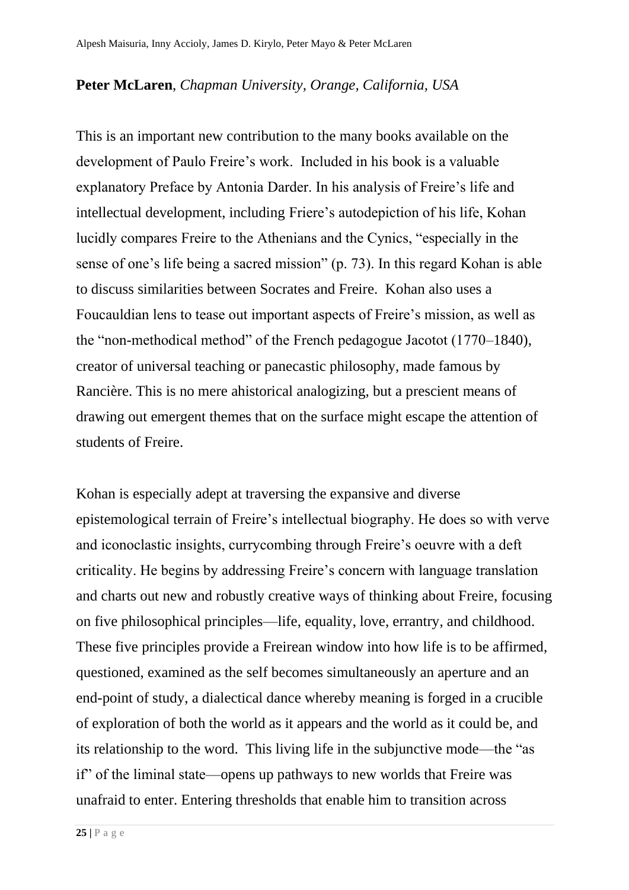**Peter McLaren**, *Chapman University, Orange, California, USA*

This is an important new contribution to the many books available on the development of Paulo Freire's work. Included in his book is a valuable explanatory Preface by Antonia Darder. In his analysis of Freire's life and intellectual development, including Friere's autodepiction of his life, Kohan lucidly compares Freire to the Athenians and the Cynics, "especially in the sense of one's life being a sacred mission" (p. 73). In this regard Kohan is able to discuss similarities between Socrates and Freire. Kohan also uses a Foucauldian lens to tease out important aspects of Freire's mission, as well as the "non-methodical method" of the French pedagogue Jacotot (1770–1840), creator of universal teaching or panecastic philosophy, made famous by Rancière. This is no mere ahistorical analogizing, but a prescient means of drawing out emergent themes that on the surface might escape the attention of students of Freire.

Kohan is especially adept at traversing the expansive and diverse epistemological terrain of Freire's intellectual biography. He does so with verve and iconoclastic insights, currycombing through Freire's oeuvre with a deft criticality. He begins by addressing Freire's concern with language translation and charts out new and robustly creative ways of thinking about Freire, focusing on five philosophical principles—life, equality, love, errantry, and childhood. These five principles provide a Freirean window into how life is to be affirmed, questioned, examined as the self becomes simultaneously an aperture and an end-point of study, a dialectical dance whereby meaning is forged in a crucible of exploration of both the world as it appears and the world as it could be, and its relationship to the word. This living life in the subjunctive mode—the "as if" of the liminal state—opens up pathways to new worlds that Freire was unafraid to enter. Entering thresholds that enable him to transition across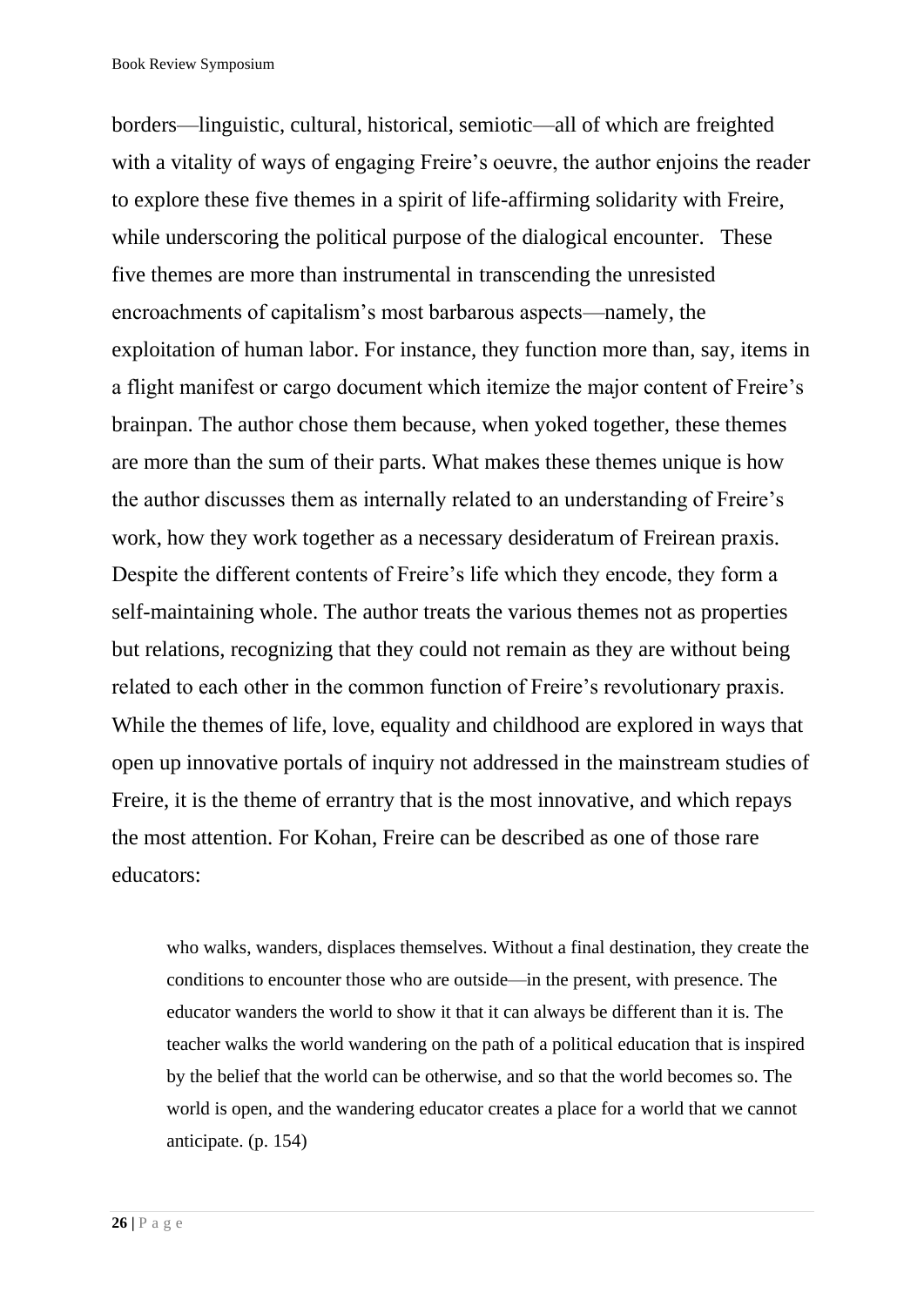borders—linguistic, cultural, historical, semiotic—all of which are freighted with a vitality of ways of engaging Freire's oeuvre, the author enjoins the reader to explore these five themes in a spirit of life-affirming solidarity with Freire, while underscoring the political purpose of the dialogical encounter. These five themes are more than instrumental in transcending the unresisted encroachments of capitalism's most barbarous aspects—namely, the exploitation of human labor. For instance, they function more than, say, items in a flight manifest or cargo document which itemize the major content of Freire's brainpan. The author chose them because, when yoked together, these themes are more than the sum of their parts. What makes these themes unique is how the author discusses them as internally related to an understanding of Freire's work, how they work together as a necessary desideratum of Freirean praxis. Despite the different contents of Freire's life which they encode, they form a self-maintaining whole. The author treats the various themes not as properties but relations, recognizing that they could not remain as they are without being related to each other in the common function of Freire's revolutionary praxis. While the themes of life, love, equality and childhood are explored in ways that open up innovative portals of inquiry not addressed in the mainstream studies of Freire, it is the theme of errantry that is the most innovative, and which repays the most attention. For Kohan, Freire can be described as one of those rare educators:

> who walks, wanders, displaces themselves. Without a final destination, they create the conditions to encounter those who are outside—in the present, with presence. The educator wanders the world to show it that it can always be different than it is. The teacher walks the world wandering on the path of a political education that is inspired by the belief that the world can be otherwise, and so that the world becomes so. The world is open, and the wandering educator creates a place for a world that we cannot anticipate. (p. 154)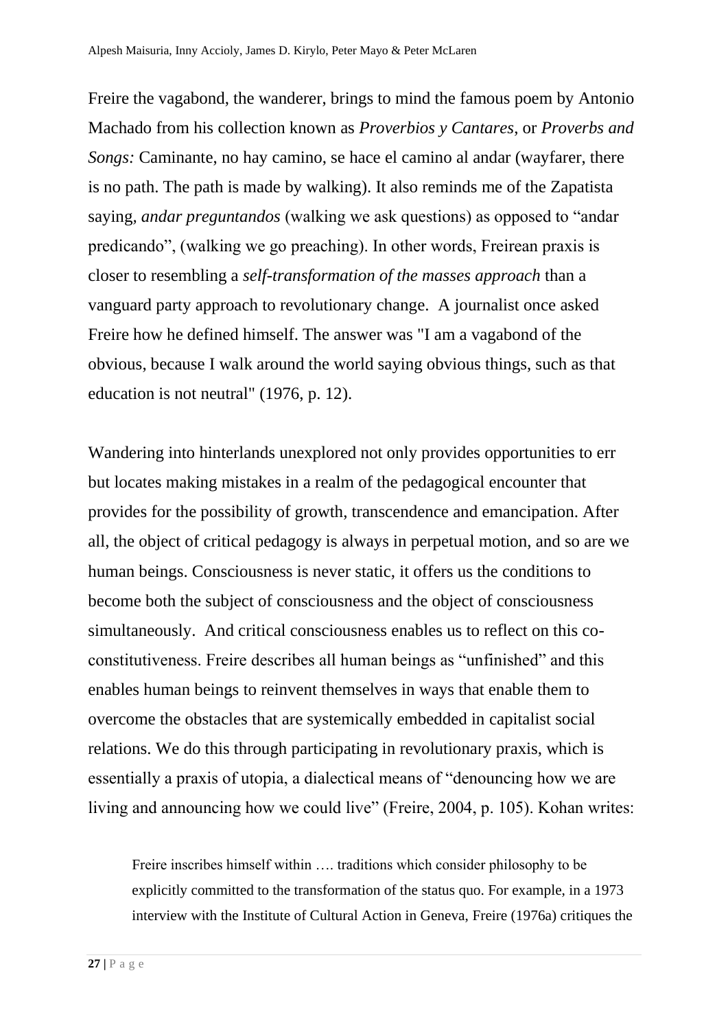Freire the vagabond, the wanderer, brings to mind the famous poem by Antonio Machado from his collection known as *Proverbios y Cantares*, or *Proverbs and Songs:* Caminante, no hay camino, se hace el camino al andar (wayfarer, there is no path. The path is made by walking). It also reminds me of the Zapatista saying, *andar preguntandos* (walking we ask questions) as opposed to "andar predicando", (walking we go preaching). In other words, Freirean praxis is closer to resembling a *self-transformation of the masses approach* than a vanguard party approach to revolutionary change. A journalist once asked Freire how he defined himself. The answer was "I am a vagabond of the obvious, because I walk around the world saying obvious things, such as that education is not neutral" (1976, p. 12).

Wandering into hinterlands unexplored not only provides opportunities to err but locates making mistakes in a realm of the pedagogical encounter that provides for the possibility of growth, transcendence and emancipation. After all, the object of critical pedagogy is always in perpetual motion, and so are we human beings. Consciousness is never static, it offers us the conditions to become both the subject of consciousness and the object of consciousness simultaneously. And critical consciousness enables us to reflect on this co-constitutiveness. Freire describes all human beings as "unfinished" and this enables human beings to reinvent themselves in ways that enable them to overcome the obstacles that are systemically embedded in capitalist social relations. We do this through participating in revolutionary praxis, which is essentially a praxis of utopia, a dialectical means of "denouncing how we are living and announcing how we could live" (Freire, 2004, p. 105). Kohan writes:

> Freire inscribes himself within …. traditions which consider philosophy to be explicitly committed to the transformation of the status quo. For example, in a 1973 interview with the Institute of Cultural Action in Geneva, Freire (1976a) critiques the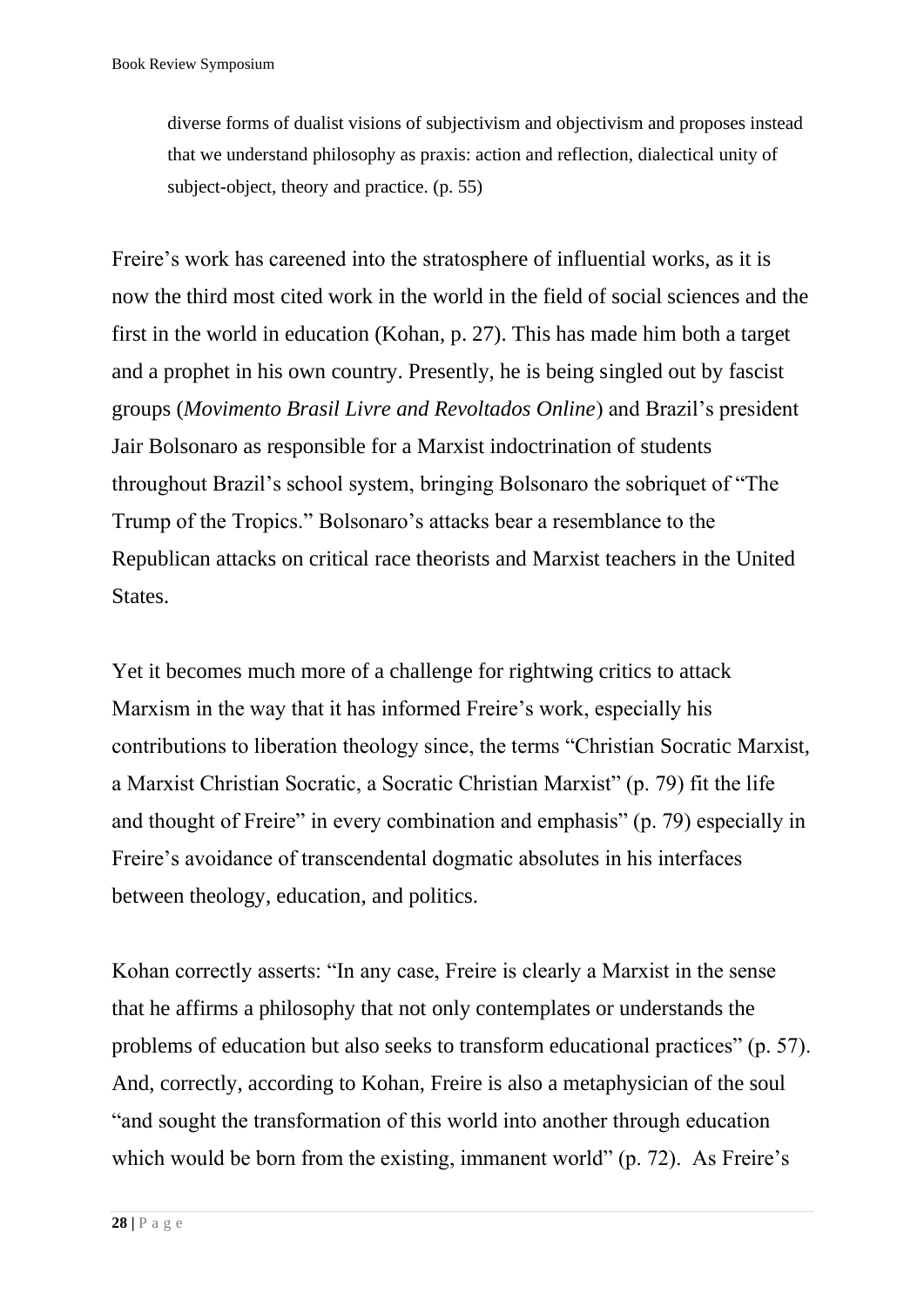> diverse forms of dualist visions of subjectivism and objectivism and proposes instead that we understand philosophy as praxis: action and reflection, dialectical unity of subject-object, theory and practice. (p. 55)

Freire's work has careened into the stratosphere of influential works, as it is now the third most cited work in the world in the field of social sciences and the first in the world in education (Kohan, p. 27). This has made him both a target and a prophet in his own country. Presently, he is being singled out by fascist groups (*Movimento Brasil Livre and Revoltados Online*) and Brazil's president Jair Bolsonaro as responsible for a Marxist indoctrination of students throughout Brazil's school system, bringing Bolsonaro the sobriquet of "The Trump of the Tropics." Bolsonaro's attacks bear a resemblance to the Republican attacks on critical race theorists and Marxist teachers in the United States.

Yet it becomes much more of a challenge for rightwing critics to attack Marxism in the way that it has informed Freire's work, especially his contributions to liberation theology since, the terms "Christian Socratic Marxist, a Marxist Christian Socratic, a Socratic Christian Marxist" (p. 79) fit the life and thought of Freire" in every combination and emphasis" (p. 79) especially in Freire's avoidance of transcendental dogmatic absolutes in his interfaces between theology, education, and politics.

Kohan correctly asserts: "In any case, Freire is clearly a Marxist in the sense that he affirms a philosophy that not only contemplates or understands the problems of education but also seeks to transform educational practices" (p. 57). And, correctly, according to Kohan, Freire is also a metaphysician of the soul "and sought the transformation of this world into another through education which would be born from the existing, immanent world" (p. 72). As Freire's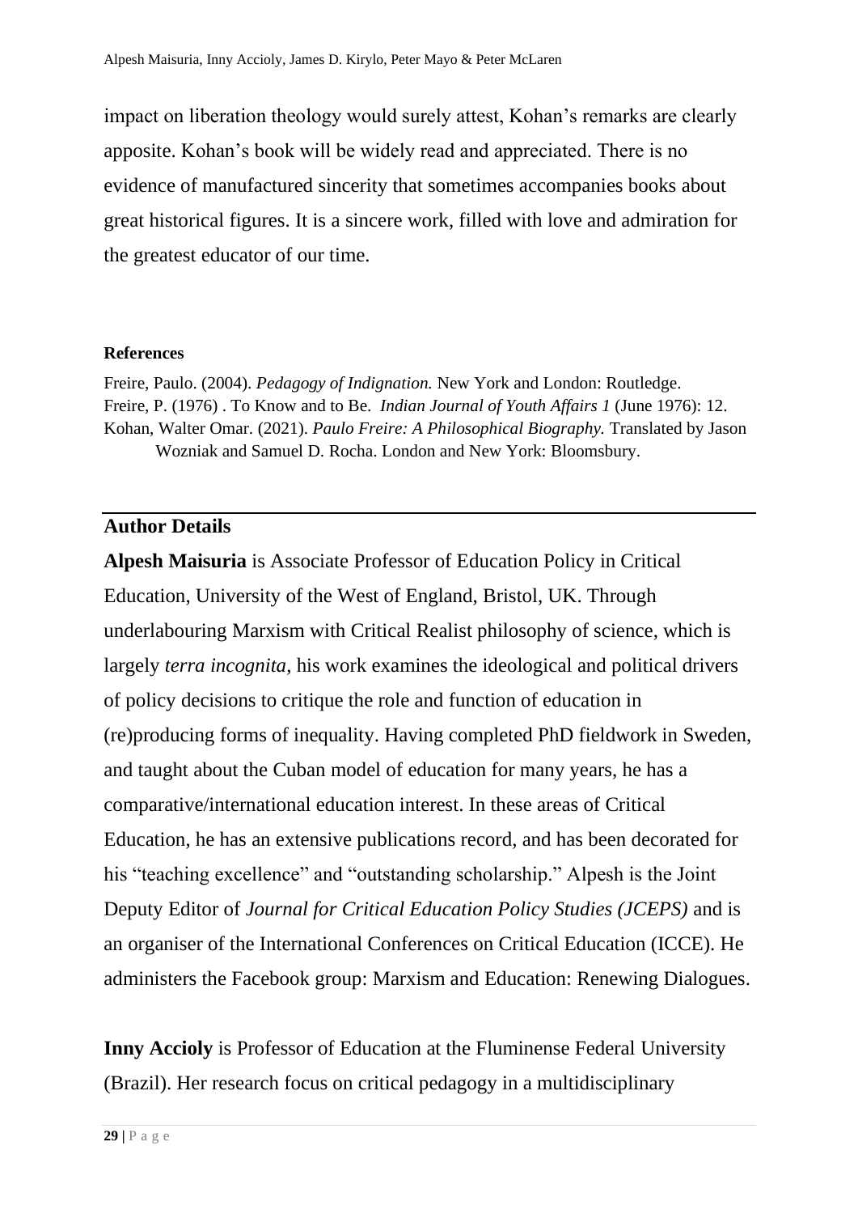impact on liberation theology would surely attest, Kohan's remarks are clearly apposite. Kohan's book will be widely read and appreciated. There is no evidence of manufactured sincerity that sometimes accompanies books about great historical figures. It is a sincere work, filled with love and admiration for the greatest educator of our time.

**References**

Freire, Paulo. (2004). *Pedagogy of Indignation.* New York and London: Routledge.

Freire, P. (1976) . To Know and to Be. *Indian Journal of Youth Affairs 1* (June 1976): 12.

Kohan, Walter Omar. (2021). *Paulo Freire: A Philosophical Biography.* Translated by Jason Wozniak and Samuel D. Rocha. London and New York: Bloomsbury.

## Author Details

**Alpesh Maisuria** is Associate Professor of Education Policy in Critical Education, University of the West of England, Bristol, UK. Through underlabouring Marxism with Critical Realist philosophy of science, which is largely *terra incognita*, his work examines the ideological and political drivers of policy decisions to critique the role and function of education in (re)producing forms of inequality. Having completed PhD fieldwork in Sweden, and taught about the Cuban model of education for many years, he has a comparative/international education interest. In these areas of Critical Education, he has an extensive publications record, and has been decorated for his "teaching excellence" and "outstanding scholarship." Alpesh is the Joint Deputy Editor of *Journal for Critical Education Policy Studies (JCEPS)* and is an organiser of the International Conferences on Critical Education (ICCE). He administers the Facebook group: Marxism and Education: Renewing Dialogues.

**Inny Accioly** is Professor of Education at the Fluminense Federal University (Brazil). Her research focus on critical pedagogy in a multidisciplinary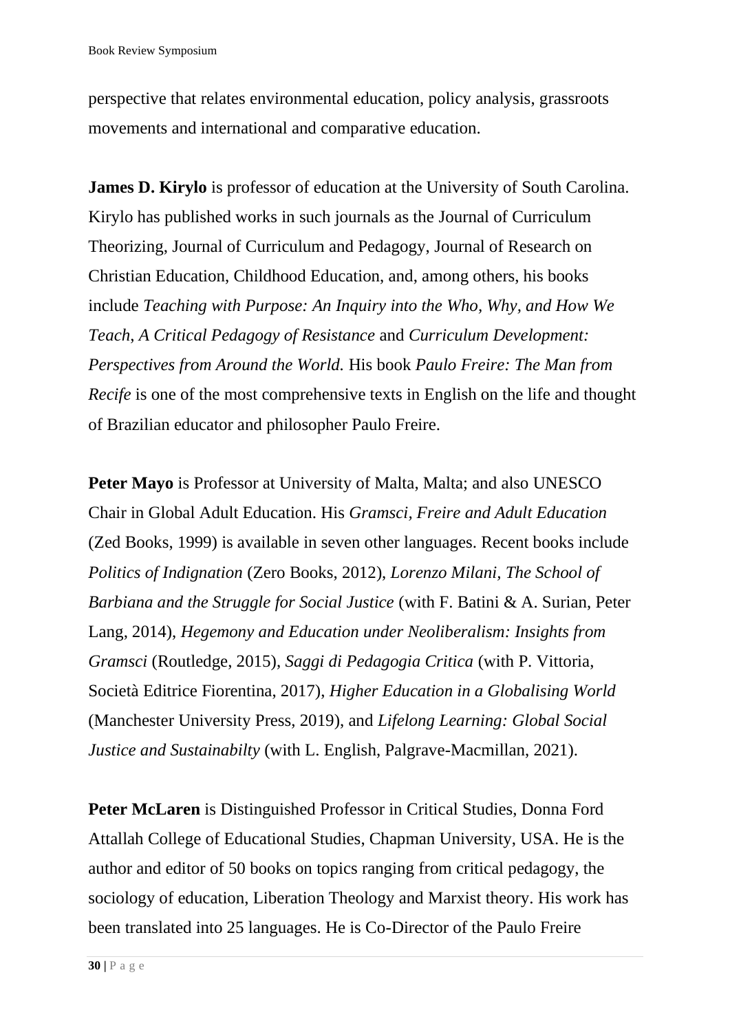perspective that relates environmental education, policy analysis, grassroots movements and international and comparative education.

**James D. Kirylo** is professor of education at the University of South Carolina. Kirylo has published works in such journals as the Journal of Curriculum Theorizing, Journal of Curriculum and Pedagogy, Journal of Research on Christian Education, Childhood Education, and, among others, his books include *Teaching with Purpose: An Inquiry into the Who, Why, and How We Teach, A Critical Pedagogy of Resistance* and *Curriculum Development: Perspectives from Around the World.* His book *Paulo Freire: The Man from Recife* is one of the most comprehensive texts in English on the life and thought of Brazilian educator and philosopher Paulo Freire.

**Peter Mayo** is Professor at University of Malta, Malta; and also UNESCO Chair in Global Adult Education. His *Gramsci, Freire and Adult Education* (Zed Books, 1999) is available in seven other languages. Recent books include *Politics of Indignation* (Zero Books, 2012), *Lorenzo Milani, The School of Barbiana and the Struggle for Social Justice* (with F. Batini & A. Surian, Peter Lang, 2014), *Hegemony and Education under Neoliberalism: Insights from Gramsci* (Routledge, 2015), *Saggi di Pedagogia Critica* (with P. Vittoria, Società Editrice Fiorentina, 2017), *Higher Education in a Globalising World* (Manchester University Press, 2019), and *Lifelong Learning: Global Social Justice and Sustainabilty* (with L. English, Palgrave-Macmillan, 2021).

**Peter McLaren** is Distinguished Professor in Critical Studies, Donna Ford Attallah College of Educational Studies, Chapman University, USA. He is the author and editor of 50 books on topics ranging from critical pedagogy, the sociology of education, Liberation Theology and Marxist theory. His work has been translated into 25 languages. He is Co-Director of the Paulo Freire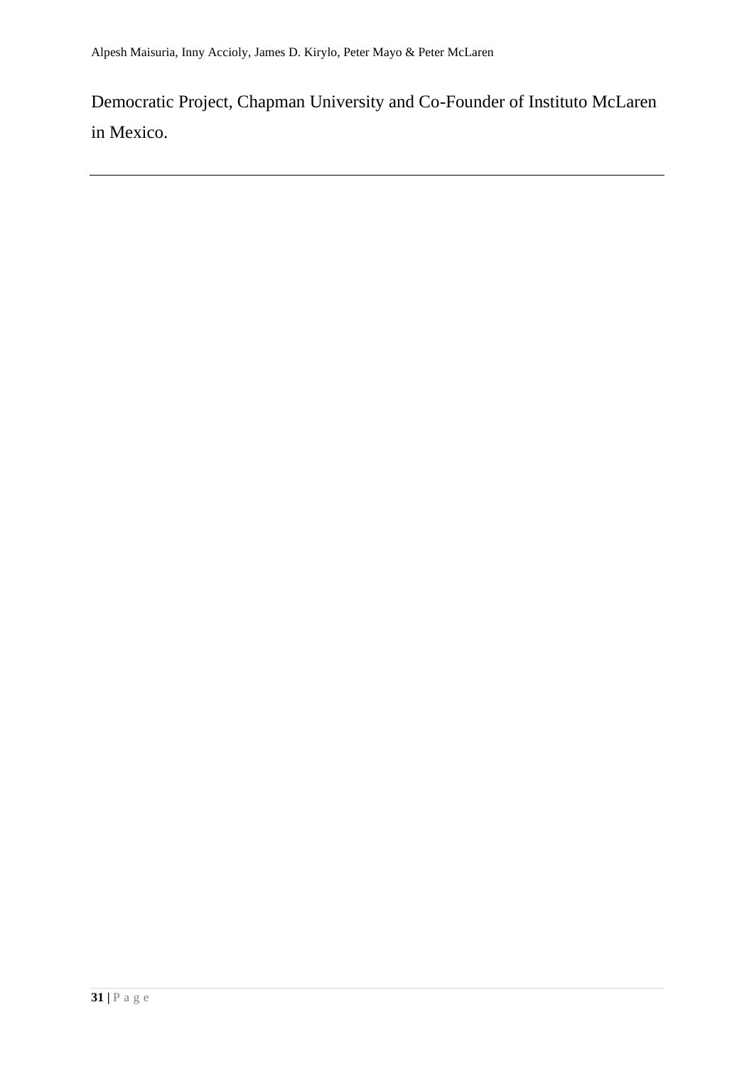Democratic Project, Chapman University and Co-Founder of Instituto McLaren in Mexico.

---